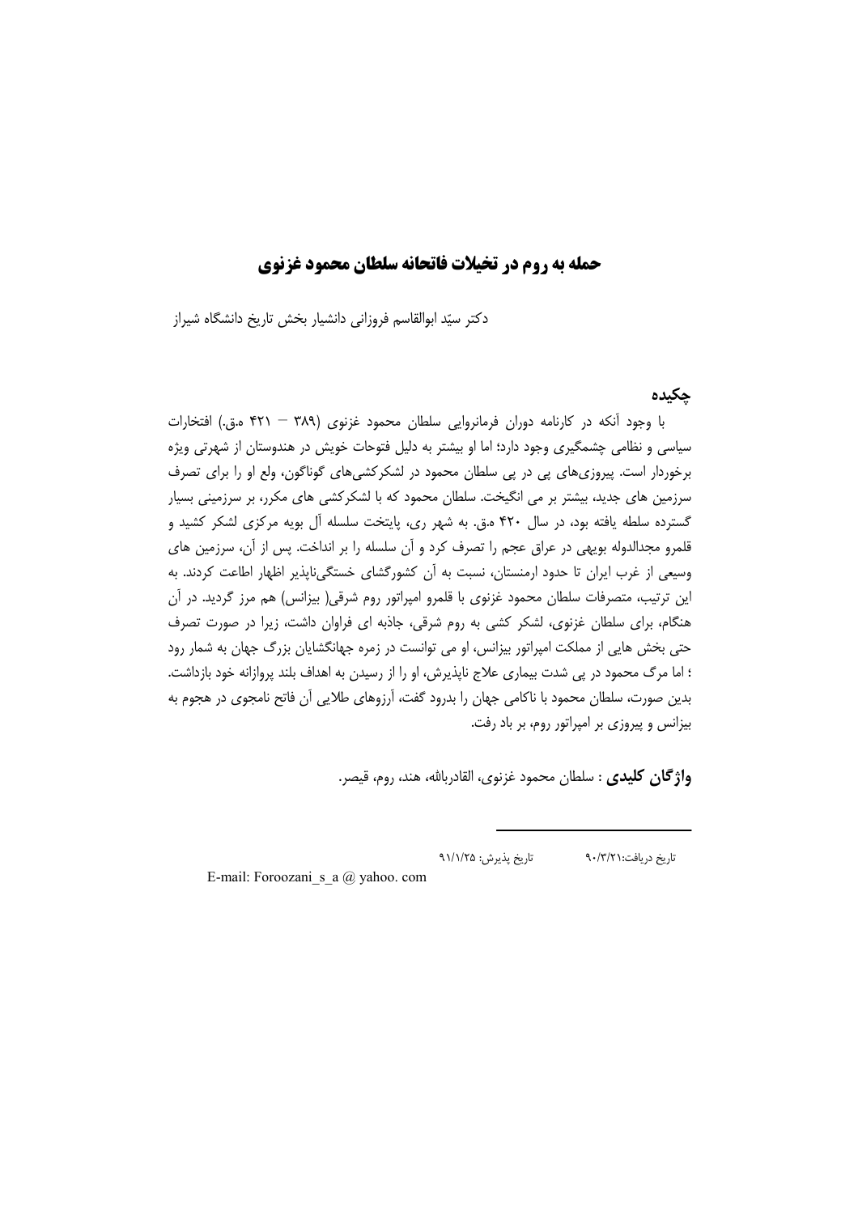# حمله به روم در تخیلات فاتحانه سلطان محمود غزنوی

دکتر سیّد ابوالقاسم فروزانی دانشیار بخش تاریخ دانشگاه شیراز

## چکیده

با وجود آنکه در کارنامه دوران فرمانروایی سلطان محمود غزنوی (۳۸۹ – ۴۲۱ ه.ق.) افتخارات سیاسی و نظامی چشمگیری وجود دارد؛ اما او بیشتر به دلیل فتوحات خویش در هندوستان از شهرتی ویژه برخوردار است. پیروزی‌های پی در پی سلطان محمود در لشکرکشی‌های گوناگون، ولع او را برای تصرف سرزمین های جدید، بیشتر بر می انگیخت. سلطان محمود که با لشکرکشی های مکرر، بر سرزمینی بسیار گسترده سلطه یافته بود، در سال ۴۲۰ ه.ق. به شهر ری، پایتخت سلسله آل بویه مرکزی لشکر کشید و قلمرو مجدالدوله بویهی در عراق عجم را تصرف کرد و آن سلسله را بر انداخت. پس از آن، سرزمین های وسیعی از غرب ایران تا حدود ارمنستان، نسبت به آن کشورگشای خستگی‌ناپذیر اظهار اطاعت کردند. به این ترتیب، متصرفات سلطان محمود غزنوی با قلمرو امپراتور روم شرقی( بیزانس) هم مرز گردید. در آن هنگام، برای سلطان غزنوی، لشکر کشی به روم شرقی، جاذبه ای فراوان داشت، زیرا در صورت تصرف حتی بخش هایی از مملکت امپراتور بیزانس، او می توانست در زمره جهانگشایان بزرگ جهان به شمار رود ؛ اما مرگ محمود در پی شدت بیماری علاج ناپذیرش، او را از رسیدن به اهداف بلند پروازانه خود بازداشت. بدین صورت، سلطان محمود با ناکامی جهان را بدرود گفت، آرزوهای طلایی آن فاتح نامجوی در هجوم به بیزانس و پیروزی بر امپراتور روم، بر باد رفت.

**واژگان کلیدی** : سلطان محمود غزنوی، القادربالله، هند، روم، قیصر.

---

تاریخ دریافت:۹۰/۳/۲۱ تاریخ پذیرش: ۹۱/۱/۲۵

E-mail: Foroozani_s_a @ yahoo. com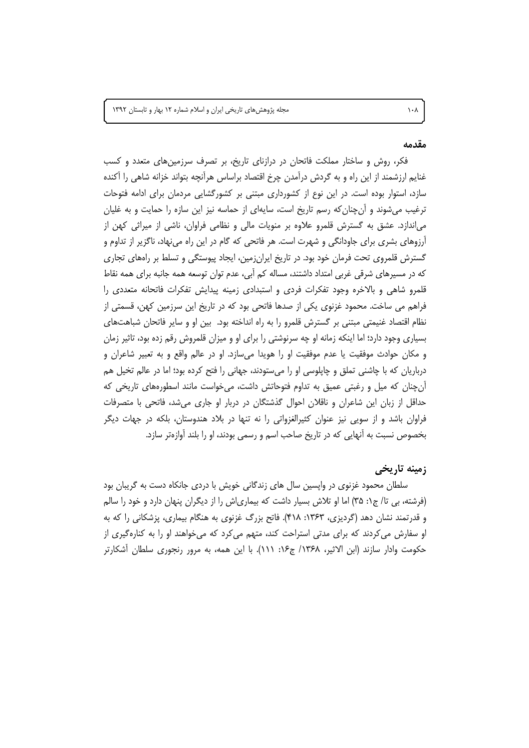## مقدمه

فکر، روش و ساختار مملکت فاتحان در درازنای تاریخ، بر تصرف سرزمین‌های متعدد و کسب غنایم ارزشمند از این راه و به گردش درآمدن چرخ اقتصاد براساس هرآنچه بتواند خزانه شاهی را آکنده سازد، استوار بوده است. در این نوع از کشورداری مبتنی بر کشورگشایی مردمان برای ادامه فتوحات ترغیب می‌شوند و آن‌چنان‌که رسم تاریخ است، سایه‌ای از حماسه نیز این سازه را حمایت و به غلیان می‌اندازد. عشق به گسترش قلمرو علاوه بر منویات مالی و نظامی فراوان، ناشی از میراثی کهن از آرزوهای بشری برای جاودانگی و شهرت است. هر فاتحی که گام در این راه می‌نهاد، ناگزیر از تداوم و گسترش قلمروی تحت فرمان خود بود. در تاریخ ایران‌زمین، ایجاد پیوستگی و تسلط بر راه‌های تجاری که در مسیرهای شرقی غربی امتداد داشتند، مساله کم آبی، عدم توان توسعه همه جانبه برای همه نقاط قلمرو شاهی و بالاخره وجود تفکرات فردی و استبدادی زمینه پیدایش تفکرات فاتحانه متعددی را فراهم می ساخت. محمود غزنوی یکی از صدها فاتحی بود که در تاریخ این سرزمین کهن، قسمتی از نظام اقتصاد غنیمتی مبتنی بر گسترش قلمرو را به راه انداخته بود. بین او و سایر فاتحان شباهت‌های بسیاری وجود دارد؛ اما اینکه زمانه او چه سرنوشتی را برای او و میزان قلمروش رقم زده بود، تاثیر زمان و مکان حوادث موفقیت یا عدم موفقیت او را هویدا می‌سازد. او در عالم واقع و به تعبیر شاعران و درباریان که با چاشنی تملق و چاپلوسی او را می‌ستودند، جهانی را فتح کرده بود؛ اما در عالم تخیل هم آن‌چنان که میل و رغبتی عمیق به تداوم فتوحاتش داشت، می‌خواست مانند اسطوره‌های تاریخی که حداقل از زبان این شاعران و ناقلان احوال گذشتگان در دربار او جاری می‌شد، فاتحی با متصرفات فراوان باشد و از سویی نیز عنوان کثیرالغزواتی را نه تنها در بلاد هندوستان، بلکه در جهات دیگر بخصوص نسبت به آنهایی که در تاریخ صاحب اسم و رسمی بودند، او را بلند آوازه‌تر سازد.

## زمینه تاریخی

سلطان محمود غزنوی در واپسین سال های زندگانی خویش با دردی جانکاه دست به گریبان بود (فرشته، بی تا/ ج۱: ۳۵) اما او تلاش بسیار داشت که بیماری‌اش را از دیگران پنهان دارد و خود را سالم و قدرتمند نشان دهد (گردیزی، ۱۳۶۳: ۴۱۸). فاتح بزرگ غزنوی به هنگام بیماری، پزشکانی را که به او سفارش می‌کردند که برای مدتی استراحت کند، متهم می‌کرد که می‌خواهند او را به کناره‌گیری از حکومت وادار سازند (ابن الاثیر، ۱۳۶۸/ ج۱۶: ۱۱۱). با این همه، به مرور رنجوری سلطان آشکارتر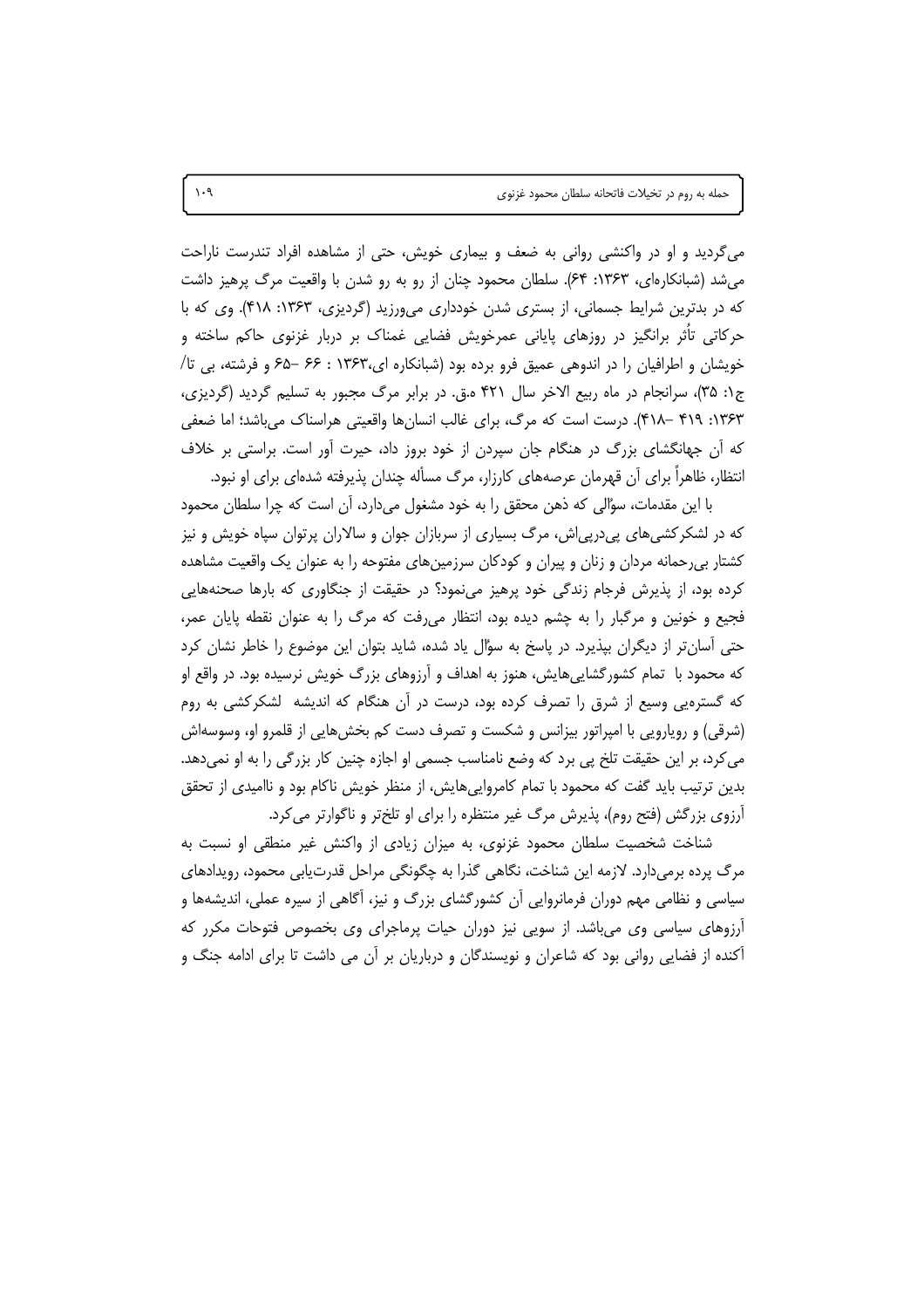می‌گردید و او در واکنشی روانی به ضعف و بیماری خویش، حتی از مشاهده افراد تندرست ناراحت می‌شد (شبانکاره‌ای، ۱۳۶۳: ۶۴). سلطان محمود چنان از رو به رو شدن با واقعیت مرگ پرهیز داشت که در بدترین شرایط جسمانی، از بستری شدن خودداری می‌ورزید (گردیزی، ۱۳۶۳: ۴۱۸). وی که با حرکاتی تأثر برانگیز در روزهای پایانی عمرخویش فضایی غمناک بر دربار غزنوی حاکم ساخته و خویشان و اطرافیان را در اندوهی عمیق فرو برده بود (شبانکاره ای،۱۳۶۳ : ۶۶ –۶۵ و فرشته، بی تا/ ج۱: ۳۵)، سرانجام در ماه ربیع الاخر سال ۴۲۱ ه.ق. در برابر مرگ مجبور به تسلیم گردید (گردیزی، ۱۳۶۳: ۴۱۹ –۴۱۸). درست است که مرگ، برای غالب انسان‌ها واقعیتی هراسناک می‌باشد؛ اما ضعفی که آن جهانگشای بزرگ در هنگام جان سپردن از خود بروز داد، حیرت آور است. براستی بر خلاف انتظار، ظاهراً برای آن قهرمان عرصه‌های کارزار، مرگ مسأله چندان پذیرفته شده‌ای برای او نبود.

با این مقدمات، سؤالی که ذهن محقق را به خود مشغول می‌دارد، آن است که چرا سلطان محمود که در لشکرکشی‌های پی‌درپی‌اش، مرگ بسیاری از سربازان جوان و سالاران پرتوان سپاه خویش و نیز کشتار بی‌رحمانه مردان و زنان و پیران و کودکان سرزمین‌های مفتوحه را به عنوان یک واقعیت مشاهده کرده بود، از پذیرش فرجام زندگی خود پرهیز می‌نمود؟ در حقیقت از جنگاوری که بارها صحنه‌هایی فجیع و خونین و مرگبار را به چشم دیده بود، انتظار می‌رفت که مرگ را به عنوان نقطه پایان عمر، حتی آسان‌تر از دیگران بپذیرد. در پاسخ به سؤال یاد شده، شاید بتوان این موضوع را خاطر نشان کرد که محمود با تمام کشورگشایی‌هایش، هنوز به اهداف و آرزوهای بزرگ خویش نرسیده بود. در واقع او که گستره‌یی وسیع از شرق را تصرف کرده بود، درست در آن هنگام که اندیشه لشکرکشی به روم (شرقی) و رویارویی با امپراتور بیزانس و شکست و تصرف دست کم بخش‌هایی از قلمرو او، وسوسه‌اش می‌کرد، بر این حقیقت تلخ پی برد که وضع نامناسب جسمی او اجازه چنین کار بزرگی را به او نمی‌دهد. بدین ترتیب باید گفت که محمود با تمام کامروایی‌هایش، از منظر خویش ناکام بود و ناامیدی از تحقق آرزوی بزرگش (فتح روم)، پذیرش مرگ غیر منتظره را برای او تلخ‌تر و ناگوارتر می‌کرد.

شناخت شخصیت سلطان محمود غزنوی، به میزان زیادی از واکنش غیر منطقی او نسبت به مرگ پرده برمی‌دارد. لازمه این شناخت، نگاهی گذرا به چگونگی مراحل قدرت‌یابی محمود، رویدادهای سیاسی و نظامی مهم دوران فرمانروایی آن کشورگشای بزرگ و نیز، آگاهی از سیره عملی، اندیشه‌ها و آرزوهای سیاسی وی می‌باشد. از سویی نیز دوران حیات پرماجرای وی بخصوص فتوحات مکرر که آکنده از فضایی روانی بود که شاعران و نویسندگان و درباریان بر آن می داشت تا برای ادامه جنگ و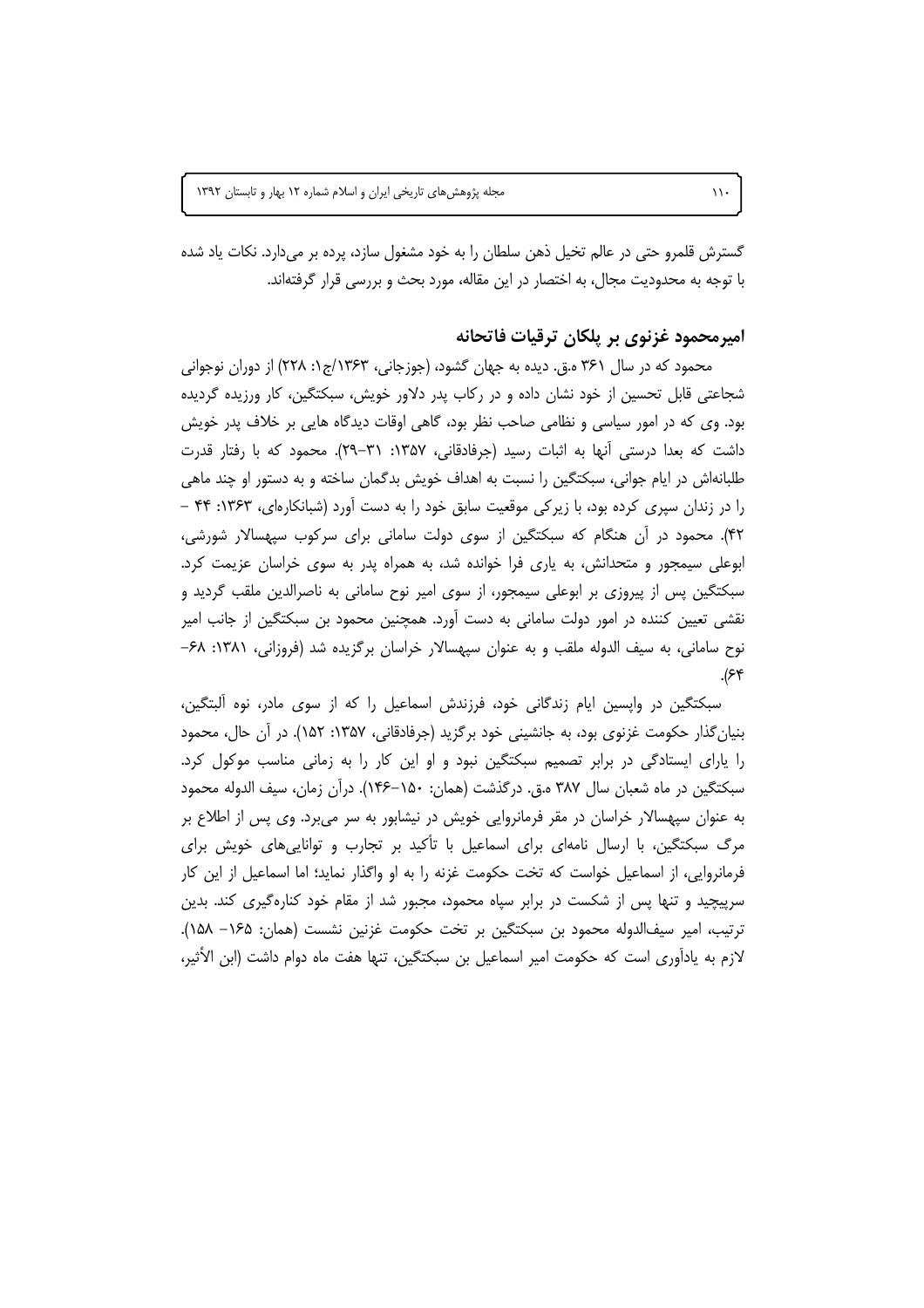گسترش قلمرو حتی در عالم تخیل ذهن سلطان را به خود مشغول سازد، پرده بر می‌دارد. نکات یاد شده با توجه به محدودیت مجال، به اختصار در این مقاله، مورد بحث و بررسی قرار گرفته‌اند.

## امیرمحمود غزنوی بر پلکان ترقیات فاتحانه

محمود که در سال ۳۶۱ ه.ق. دیده به جهان گشود، (جوزجانی، ۱۳۶۳/ج۱: ۲۲۸) از دوران نوجوانی شجاعتی قابل تحسین از خود نشان داده و در رکاب پدر دلاور خویش، سبکتگین، کار ورزیده گردیده بود. وی که در امور سیاسی و نظامی صاحب نظر بود، گاهی اوقات دیدگاه هایی بر خلاف پدر خویش داشت که بعدا درستی آنها به اثبات رسید (جرفادقانی، ۱۳۵۷: ۳۱-۲۹). محمود که با رفتار قدرت طلبانه‌اش در ایام جوانی، سبکتگین را نسبت به اهداف خویش بدگمان ساخته و به دستور او چند ماهی را در زندان سپری کرده بود، با زیرکی موقعیت سابق خود را به دست آورد (شبانکاره‌ای، ۱۳۶۳: ۴۴ - ۴۲). محمود در آن هنگام که سبکتگین از سوی دولت سامانی برای سرکوب سپهسالار شورشی، ابوعلی سیمجور و متحدانش، به یاری فرا خوانده شد، به همراه پدر به سوی خراسان عزیمت کرد. سبکتگین پس از پیروزی بر ابوعلی سیمجور، از سوی امیر نوح سامانی به ناصرالدین ملقب گردید و نقشی تعیین کننده در امور دولت سامانی به دست آورد. همچنین محمود بن سبکتگین از جانب امیر نوح سامانی، به سیف الدوله ملقب و به عنوان سپهسالار خراسان برگزیده شد (فروزانی، ۱۳۸۱: ۶۸-۶۴).

سبکتگین در واپسین ایام زندگانی خود، فرزندش اسماعیل را که از سوی مادر، نوه آلبتگین، بنیان‌گذار حکومت غزنوی بود، به جانشینی خود برگزید (جرفادقانی، ۱۳۵۷: ۱۵۲). در آن حال، محمود را یارای ایستادگی در برابر تصمیم سبکتگین نبود و او این کار را به زمانی مناسب موکول کرد. سبکتگین در ماه شعبان سال ۳۸۷ ه.ق. درگذشت (همان: ۱۵۰-۱۴۶). درآن زمان، سیف الدوله محمود به عنوان سپهسالار خراسان در مقر فرمانروایی خویش در نیشابور به سر می‌برد. وی پس از اطلاع بر مرگ سبکتگین، با ارسال نامه‌ای برای اسماعیل با تأکید بر تجارب و توانایی‌های خویش برای فرمانروایی، از اسماعیل خواست که تخت حکومت غزنه را به او واگذار نماید؛ اما اسماعیل از این کار سرپیچید و تنها پس از شکست در برابر سپاه محمود، مجبور شد از مقام خود کناره‌گیری کند. بدین ترتیب، امیر سیف‌الدوله محمود بن سبکتگین بر تخت حکومت غزنین نشست (همان: ۱۶۵- ۱۵۸). لازم به یادآوری است که حکومت امیر اسماعیل بن سبکتگین، تنها هفت ماه دوام داشت (ابن الأثیر،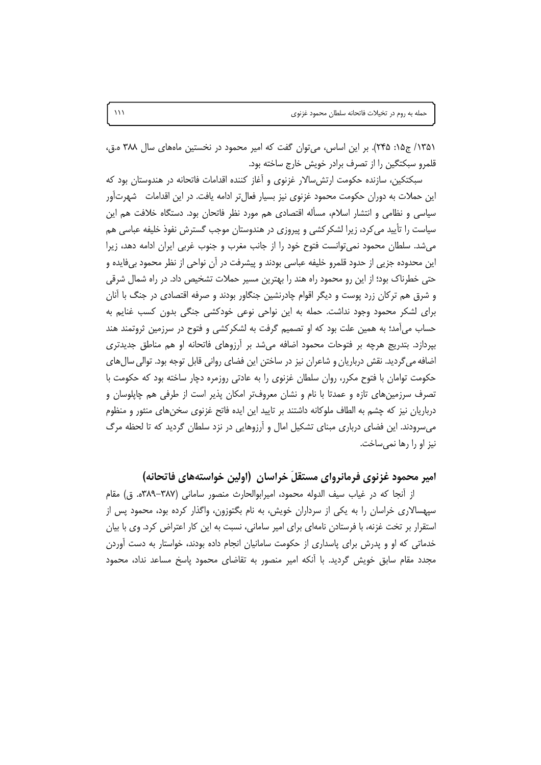۱۳۵۱/ ج۱۵: ۲۴۵). بر این اساس، می‌توان گفت که امیر محمود در نخستین ماههای سال ۳۸۸ ه.ق، قلمرو سبکتگین را از تصرف برادر خویش خارج ساخته بود.

سبکتکین، سازنده حکومت ارتش‌سالار غزنوی و آغاز کننده اقدامات فاتحانه در هندوستان بود که این حملات به دوران حکومت محمود غزنوی نیز بسیار فعال‌تر ادامه یافت. در این اقدامات شهرت‌آور سیاسی و نظامی و انتشار اسلام، مسأله اقتصادی هم مورد نظر فاتحان بود. دستگاه خلافت هم این سیاست را تأیید می‌کرد، زیرا لشکرکشی و پیروزی در هندوستان موجب گسترش نفوذ خلیفه عباسی هم می‌شد. سلطان محمود نمی‌توانست فتوح خود را از جانب مغرب و جنوب غربی ایران ادامه دهد، زیرا این محدوده جزیی از حدود قلمرو خلیفه عباسی بودند و پیشرفت در آن نواحی از نظر محمود بی‌فایده و حتی خطرناک بود؛ از این رو محمود راه هند را بهترین مسیر حملات تشخیص داد. در راه شمال شرقی و شرق هم ترکان زرد پوست و دیگر اقوام چادرنشین جنگاور بودند و صرفه اقتصادی در جنگ با آنان برای لشکر محمود وجود نداشت. حمله به این نواحی نوعی خودکشی جنگی بدون کسب غنایم به حساب می‌آمد؛ به همین علت بود که او تصمیم گرفت به لشکرکشی و فتوح در سرزمین ثروتمند هند بپردازد. بتدریج هرچه بر فتوحات محمود اضافه می‌شد بر آرزوهای فاتحانه او هم مناطق جدیدتری اضافه می‌گردید. نقش درباریان و شاعران نیز در ساختن این فضای روانی قابل توجه بود. توالی سال‌های حکومت توامان با فتوح مکرر، روان سلطان غزنوی را به عادتی روزمره دچار ساخته بود که حکومت با تصرف سرزمین‌های تازه و عمدتا با نام و نشان معروف‌تر امکان پذیر است از طرفی هم چاپلوسان و درباریان نیز که چشم به الطاف ملوکانه داشتند بر تایید این ایده فاتح غزنوی سخن‌های منثور و منظوم می‌سرودند. این فضای درباری مبنای تشکیل امال و آرزوهایی در نزد سلطان گردید که تا لحظه مرگ نیز او را رها نمی‌ساخت.

## امیر محمود غزنوی فرمانروای مستقلِ خراسان (اولین خواسته‌های فاتحانه)

از آنجا که در غیاب سیف الدوله محمود، امیرابوالحارث منصور سامانی (۳۸۷–۳۸۹ه. ق) مقام سپهسالاری خراسان را به یکی از سرداران خویش، به نام بگتوزون، واگذار کرده بود، محمود پس از استقرار بر تخت غزنه، با فرستادن نامه‌ای برای امیر سامانی، نسبت به این کار اعتراض کرد. وی با بیان خدماتی که او و پدرش برای پاسداری از حکومت سامانیان انجام داده بودند، خواستار به دست آوردن مجدد مقام سابق خویش گردید. با آنکه امیر منصور به تقاضای محمود پاسخ مساعد نداد، محمود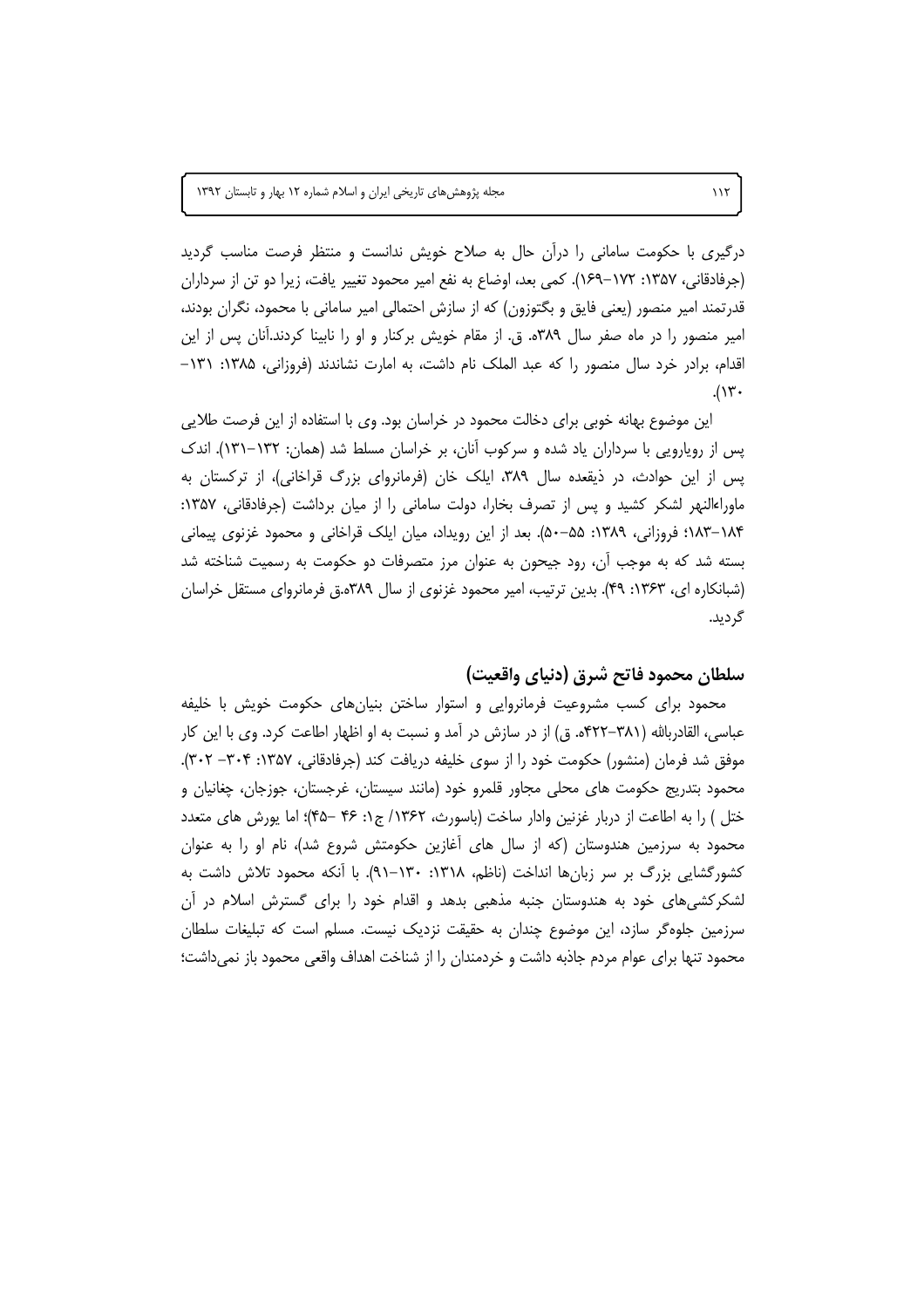درگیری با حکومت سامانی را درآن حال به صلاح خویش ندانست و منتظر فرصت مناسب گردید (جرفادقانی، ۱۳۵۷: ۱۷۲–۱۶۹). کمی بعد، اوضاع به نفع امیر محمود تغییر یافت، زیرا دو تن از سرداران قدرتمند امیر منصور (یعنی فایق و بگتوزون) که از سازش احتمالی امیر سامانی با محمود، نگران بودند، امیر منصور را در ماه صفر سال ۳۸۹ه. ق. از مقام خویش برکنار و او را نابینا کردند.آنان پس از این اقدام، برادر خرد سال منصور را که عبد الملک نام داشت، به امارت نشاندند (فروزانی، ۱۳۸۵: ۱۳۱–۱۳۰).

این موضوع بهانه خوبی برای دخالت محمود در خراسان بود. وی با استفاده از این فرصت طلایی پس از رویارویی با سرداران یاد شده و سرکوب آنان، بر خراسان مسلط شد (همان: ۱۳۲–۱۳۱). اندک پس از این حوادث، در ذیقعده سال ۳۸۹، ایلک خان (فرمانروای بزرگ قراخانی)، از ترکستان به ماوراءالنهر لشکر کشید و پس از تصرف بخارا، دولت سامانی را از میان برداشت (جرفادقانی، ۱۳۵۷: ۱۸۴–۱۸۳؛ فروزانی، ۱۳۸۹: ۵۵–۵۰). بعد از این رویداد، میان ایلک قراخانی و محمود غزنوی پیمانی بسته شد که به موجب آن، رود جیحون به عنوان مرز متصرفات دو حکومت به رسمیت شناخته شد (شبانکاره ای، ۱۳۶۳: ۴۹). بدین ترتیب، امیر محمود غزنوی از سال ۳۸۹ه.ق فرمانروای مستقل خراسان گردید.

## سلطان محمود فاتح شرق (دنیای واقعیت)

محمود برای کسب مشروعیت فرمانروایی و استوار ساختن بنیان‌های حکومت خویش با خلیفه عباسی، القادربالله (۳۸۱–۴۲۲ه. ق) از در سازش در آمد و نسبت به او اظهار اطاعت کرد. وی با این کار موفق شد فرمان (منشور) حکومت خود را از سوی خلیفه دریافت کند (جرفادقانی، ۱۳۵۷: ۳۰۴– ۳۰۲). محمود بتدریج حکومت های محلی مجاور قلمرو خود (مانند سیستان، غرجستان، جوزجان، چغانیان و ختل ) را به اطاعت از دربار غزنین وادار ساخت (باسورث، ۱۳۶۲/ ج۱: ۴۶ –۴۵)؛ اما یورش های متعدد محمود به سرزمین هندوستان (که از سال های آغازین حکومتش شروع شد)، نام او را به عنوان کشورگشایی بزرگ بر سر زبان‌ها انداخت (ناظم، ۱۳۱۸: ۱۳۰–۹۱). با آنکه محمود تلاش داشت به لشکرکشی‌های خود به هندوستان جنبه مذهبی بدهد و اقدام خود را برای گسترش اسلام در آن سرزمین جلوه‌گر سازد، این موضوع چندان به حقیقت نزدیک نیست. مسلم است که تبلیغات سلطان محمود تنها برای عوام مردم جاذبه داشت و خردمندان را از شناخت اهداف واقعی محمود باز نمی‌داشت؛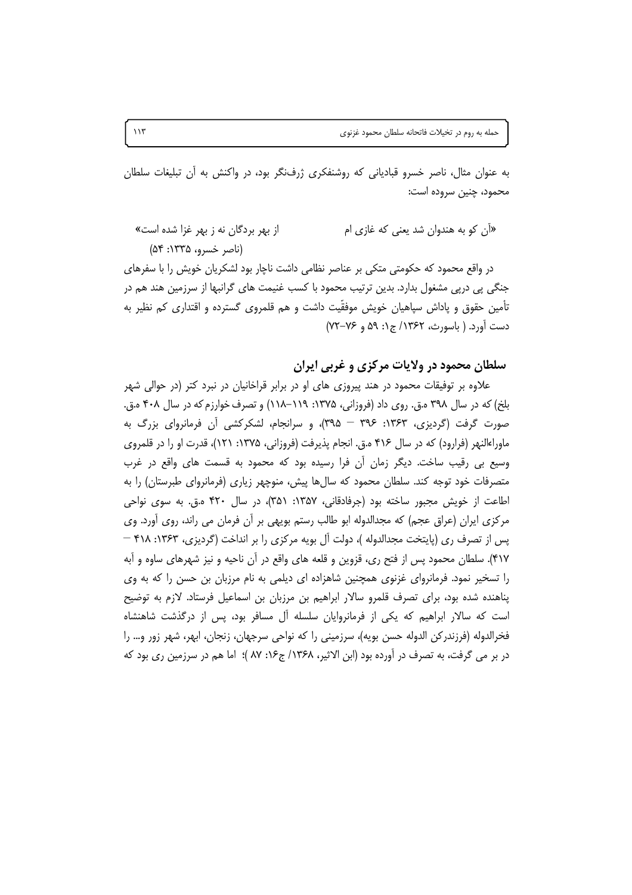به عنوان مثال، ناصر خسرو قبادیانی که روشنفکری ژرف‌نگر بود، در واکنش به آن تبلیغات سلطان محمود، چنین سروده است:

«آن کو به هندوان شد یعنی که غازی ام        از بهر بردگان نه ز بهر غزا شده است»

(ناصر خسرو، ۱۳۳۵: ۵۴)

در واقع محمود که حکومتی متکی بر عناصر نظامی داشت ناچار بود لشکریان خویش را با سفرهای جنگی پی درپی مشغول بدارد. بدین ترتیب محمود با کسب غنیمت های گرانبها از سرزمین هند هم در تأمین حقوق و پاداش سپاهیان خویش موفقّیت داشت و هم قلمروی گسترده و اقتداری کم نظیر به دست آورد. ( باسورث، ۱۳۶۲/ ج۱: ۵۹ و ۷۶-۷۲)

## سلطان محمود در ولایات مرکزی و غربی ایران

علاوه بر توفیقات محمود در هند پیروزی های او در برابر قراخانیان در نبرد کتر (در حوالی شهر بلخ) که در سال ۳۹۸ ه.ق. روی داد (فروزانی، ۱۳۷۵: ۱۱۹-۱۱۸) و تصرف خوارزم که در سال ۴۰۸ ه.ق. صورت گرفت (گردیزی، ۱۳۶۳: ۳۹۶ – ۳۹۵)، و سرانجام، لشکرکشی آن فرمانروای بزرگ به ماوراءالنهر (فرارود) که در سال ۴۱۶ ه.ق. انجام پذیرفت (فروزانی، ۱۳۷۵: ۱۲۱)، قدرت او را در قلمروی وسیع بی رقیب ساخت. دیگر زمان آن فرا رسیده بود که محمود به قسمت های واقع در غرب متصرفات خود توجه کند. سلطان محمود که سال‌ها پیش، منوچهر زیاری (فرمانروای طبرستان) را به اطاعت از خویش مجبور ساخته بود (جرفادقانی، ۱۳۵۷: ۳۵۱)، در سال ۴۲۰ ه.ق. به سوی نواحی مرکزی ایران (عراق عجم) که مجدالدوله ابو طالب رستم بویهی بر آن فرمان می راند، روی آورد. وی پس از تصرف ری (پایتخت مجدالدوله )، دولت آل بویه مرکزی را بر انداخت (گردیزی، ۱۳۶۳: ۴۱۸ – ۴۱۷). سلطان محمود پس از فتح ری، قزوین و قلعه های واقع در آن ناحیه و نیز شهرهای ساوه و آبه را تسخیر نمود. فرمانروای غزنوی همچنین شاهزاده ای دیلمی به نام مرزبان بن حسن را که به وی پناهنده شده بود، برای تصرف قلمرو سالار ابراهیم بن مرزبان بن اسماعیل فرستاد. لازم به توضیح است که سالار ابراهیم که یکی از فرمانروایان سلسله آل مسافر بود، پس از درگذشت شاهنشاه فخرالدوله (فرزندرکن الدوله حسن بویه)، سرزمینی را که نواحی سرجهان، زنجان، ابهر، شهر زور و... را در بر می گرفت، به تصرف در آورده بود (ابن الاثیر، ۱۳۶۸/ ج۱۶: ۸۷ )؛ اما هم در سرزمین ری بود که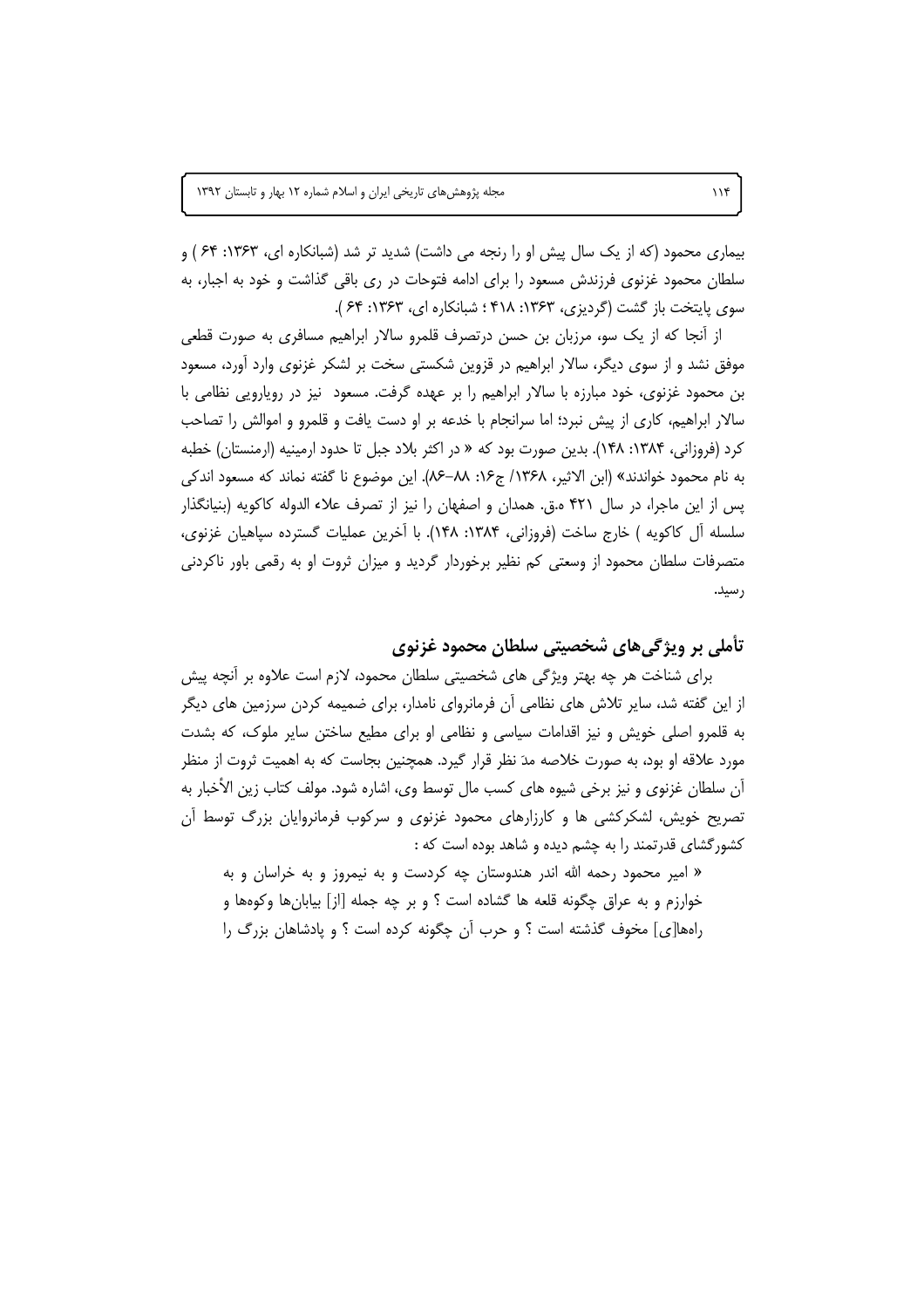بیماری محمود (که از یک سال پیش او را رنجه می داشت) شدید تر شد (شبانکاره ای، ۱۳۶۳: ۶۴ ) و سلطان محمود غزنوی فرزندش مسعود را برای ادامه فتوحات در ری باقی گذاشت و خود به اجبار، به سوی پایتخت باز گشت (گردیزی، ۱۳۶۳: ۴۱۸ ؛ شبانکاره ای، ۱۳۶۳: ۶۴ ).

از آنجا که از یک سو، مرزبان بن حسن درتصرف قلمرو سالار ابراهیم مسافری به صورت قطعی موفق نشد و از سوی دیگر، سالار ابراهیم در قزوین شکستی سخت بر لشکر غزنوی وارد آورد، مسعود بن محمود غزنوی، خود مبارزه با سالار ابراهیم را بر عهده گرفت. مسعود نیز در رویارویی نظامی با سالار ابراهیم، کاری از پیش نبرد؛ اما سرانجام با خدعه بر او دست یافت و قلمرو و اموالش را تصاحب کرد (فروزانی، ۱۳۸۴: ۱۴۸). بدین صورت بود که « در اکثر بلاد جبل تا حدود ارمینیه (ارمنستان) خطبه به نام محمود خواندند» (ابن الاثیر، ۱۳۶۸/ ج۱۶: ۸۸–۸۶). این موضوع نا گفته نماند که مسعود اندکی پس از این ماجرا، در سال ۴۲۱ ه.ق. همدان و اصفهان را نیز از تصرف علاء الدوله کاکویه (بنیانگذار سلسله آل کاکویه ) خارج ساخت (فروزانی، ۱۳۸۴: ۱۴۸). با آخرین عملیات گسترده سپاهیان غزنوی، متصرفات سلطان محمود از وسعتی کم نظیر برخوردار گردید و میزان ثروت او به رقمی باور ناکردنی رسید.

## تأملی بر ویژگی‌های شخصیتی سلطان محمود غزنوی

برای شناخت هر چه بهتر ویژگی های شخصیتی سلطان محمود، لازم است علاوه بر آنچه پیش از این گفته شد، سایر تلاش های نظامی آن فرمانروای نامدار، برای ضمیمه کردن سرزمین های دیگر به قلمرو اصلی خویش و نیز اقدامات سیاسی و نظامی او برای مطیع ساختن سایر ملوک، که بشدت مورد علاقه او بود، به صورت خلاصه مدّ نظر قرار گیرد. همچنین بجاست که به اهمیت ثروت از منظر آن سلطان غزنوی و نیز برخی شیوه های کسب مال توسط وی، اشاره شود. مولف کتاب زین الأخبار به تصریح خویش، لشکرکشی ها و کارزارهای محمود غزنوی و سرکوب فرمانروایان بزرگ توسط آن کشورگشای قدرتمند را به چشم دیده و شاهد بوده است که :

> « امیر محمود رحمه الله اندر هندوستان چه کردست و به نیمروز و به خراسان و به خوارزم و به عراق چگونه قلعه ها گشاده است ؟ و بر چه جمله [از] بیابان‌ها وکوه‌ها و راه‌ها[ی] مخوف گذشته است ؟ و حرب آن چگونه کرده است ؟ و پادشاهان بزرگ را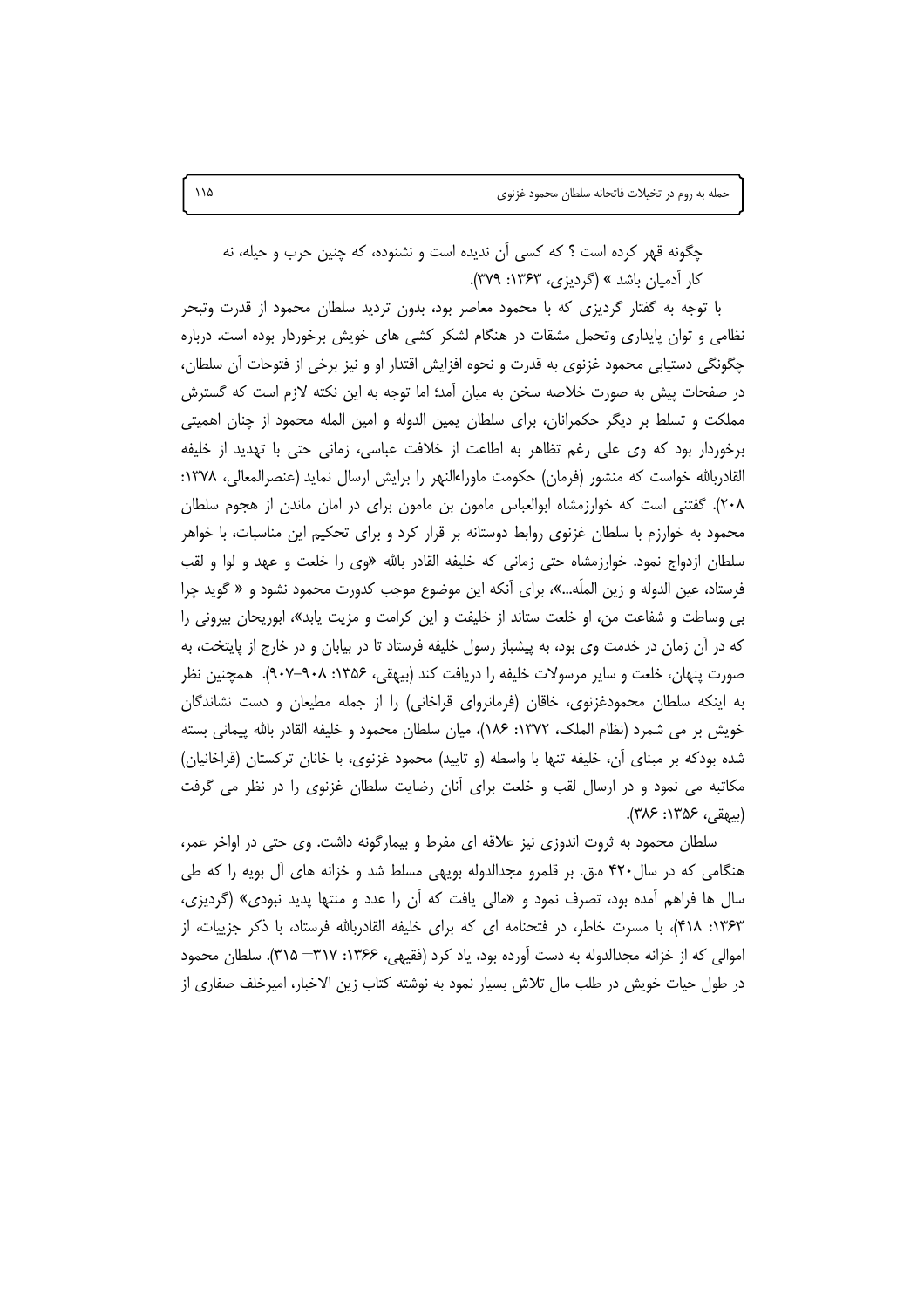چگونه قهر کرده است ؟ که کسی آن ندیده است و نشنوده، که چنین حرب و حیله، نه کار آدمیان باشد » (گردیزی، ۱۳۶۳: ۳۷۹).

با توجه به گفتار گردیزی که با محمود معاصر بود، بدون تردید سلطان محمود از قدرت وتبحر نظامی و توان پایداری وتحمل مشقات در هنگام لشکر کشی های خویش برخوردار بوده است. درباره چگونگی دستیابی محمود غزنوی به قدرت و نحوه افزایش اقتدار او و نیز برخی از فتوحات آن سلطان، در صفحات پیش به صورت خلاصه سخن به میان آمد؛ اما توجه به این نکته لازم است که گسترش مملکت و تسلط بر دیگر حکمرانان، برای سلطان یمین الدوله و امین المله محمود از چنان اهمیتی برخوردار بود که وی علی رغم تظاهر به اطاعت از خلافت عباسی، زمانی حتی با تهدید از خلیفه القادربالله خواست که منشور (فرمان) حکومت ماوراءالنهر را برایش ارسال نماید (عنصرالمعالی، ۱۳۷۸: ۲۰۸). گفتنی است که خوارزمشاه ابوالعباس مامون بن مامون برای در امان ماندن از هجوم سلطان محمود به خوارزم با سلطان غزنوی روابط دوستانه بر قرار کرد و برای تحکیم این مناسبات، با خواهر سلطان ازدواج نمود. خوارزمشاه حتی زمانی که خلیفه القادر بالله «وی را خلعت و عهد و لوا و لقب فرستاد، عین الدوله و زین الملّه...»، برای آنکه این موضوع موجب کدورت محمود نشود و « گوید چرا بی وساطت و شفاعت من، او خلعت ستاند از خلیفت و این کرامت و مزیت یابد»، ابوریحان بیرونی را که در آن زمان در خدمت وی بود، به پیشباز رسول خلیفه فرستاد تا در بیابان و در خارج از پایتخت، به صورت پنهان، خلعت و سایر مرسولات خلیفه را دریافت کند (بیهقی، ۱۳۵۶: ۹۰۸-۹۰۷). همچنین نظر به اینکه سلطان محمودغزنوی، خاقان (فرمانروای قراخانی) را از جمله مطیعان و دست نشاندگان خویش بر می شمرد (نظام الملک، ۱۳۷۲: ۱۸۶)، میان سلطان محمود و خلیفه القادر بالله پیمانی بسته شده بودکه بر مبنای آن، خلیفه تنها با واسطه (و تایید) محمود غزنوی، با خانان ترکستان (قراخانیان) مکاتبه می نمود و در ارسال لقب و خلعت برای آنان رضایت سلطان غزنوی را در نظر می گرفت (بیهقی، ۱۳۵۶: ۳۸۶).

سلطان محمود به ثروت اندوزی نیز علاقه ای مفرط و بیمارگونه داشت. وی حتی در اواخر عمر، هنگامی که در سال۴۲۰ ه.ق. بر قلمرو مجدالدوله بویهی مسلط شد و خزانه های آل بویه را که طی سال ها فراهم آمده بود، تصرف نمود و «مالی یافت که آن را عدد و منتها پدید نبودی» (گردیزی، ۱۳۶۳: ۴۱۸)، با مسرت خاطر، در فتحنامه ای که برای خلیفه القادربالله فرستاد، با ذکر جزییات، از اموالی که از خزانه مجدالدوله به دست آورده بود، یاد کرد (فقیهی، ۱۳۶۶: ۳۱۷– ۳۱۵). سلطان محمود در طول حیات خویش در طلب مال تلاش بسیار نمود به نوشته کتاب زین الاخبار، امیرخلف صفاری از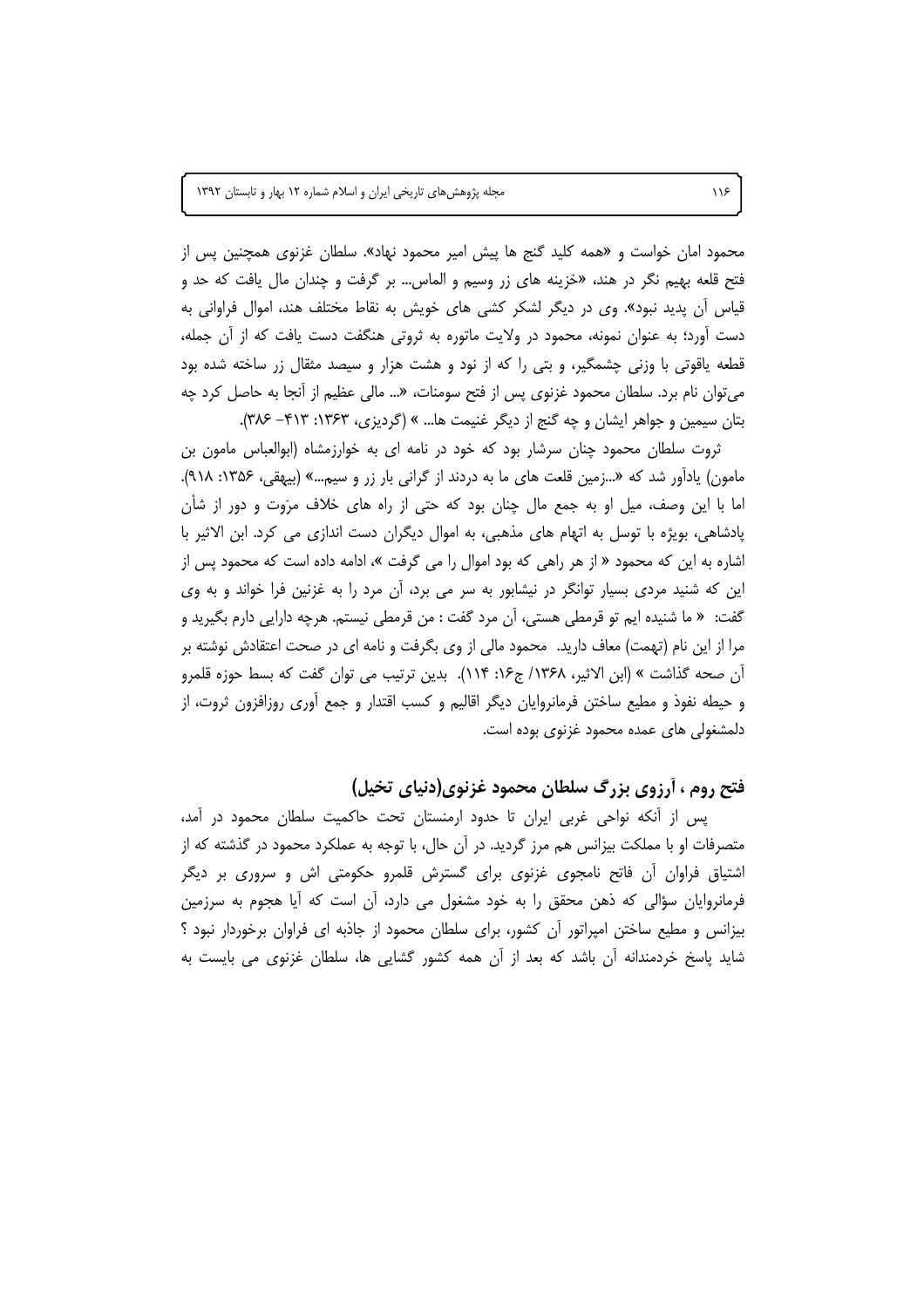محمود امان خواست و «همه کلید گنج ها پیش امیر محمود نهاد». سلطان غزنوی همچنین پس از فتح قلعه بهیم نگر در هند، «خزینه های زر وسیم و الماس... بر گرفت و چندان مال یافت که حد و قیاس آن پدید نبود». وی در دیگر لشکر کشی های خویش به نقاط مختلف هند، اموال فراوانی به دست آورد؛ به عنوان نمونه، محمود در ولایت ماتوره به ثروتی هنگفت دست یافت که از آن جمله، قطعه یاقوتی با وزنی چشمگیر، و بتی را که از نود و هشت هزار و سیصد مثقال زر ساخته شده بود می‌توان نام برد. سلطان محمود غزنوی پس از فتح سومنات، «... مالی عظیم از آنجا به حاصل کرد چه بتان سیمین و جواهر ایشان و چه گنج از دیگر غنیمت ها... » (گردیزی، ۱۳۶۳: ۴۱۳- ۳۸۶).

ثروت سلطان محمود چنان سرشار بود که خود در نامه ای به خوارزمشاه (ابوالعباس مامون بن مامون) یادآور شد که «...زمین قلعت های ما به دردند از گرانی بار زر و سیم...» (بیهقی، ۱۳۵۶: ۹۱۸). اما با این وصف، میل او به جمع مال چنان بود که حتی از راه های خلاف مرَوت و دور از شأن پادشاهی، بویژه با توسل به اتهام های مذهبی، به اموال دیگران دست اندازی می کرد. ابن الاثیر با اشاره به این که محمود « از هر راهی که بود اموال را می گرفت »، ادامه داده است که محمود پس از این که شنید مردی بسیار توانگر در نیشابور به سر می برد، آن مرد را به غزنین فرا خواند و به وی گفت: « ما شنیده ایم تو قرمطی هستی، آن مرد گفت : من قرمطی نیستم. هرچه دارایی دارم بگیرید و مرا از این نام (تهمت) معاف دارید. محمود مالی از وی بگرفت و نامه ای در صحت اعتقادش نوشته بر آن صحه گذاشت » (ابن الاثیر، ۱۳۶۸/ ج۱۶: ۱۱۴). بدین ترتیب می توان گفت که بسط حوزه قلمرو و حیطه نفوذ و مطیع ساختن فرمانروایان دیگر اقالیم و کسب اقتدار و جمع آوری روزافزون ثروت، از دلمشغولی های عمده محمود غزنوی بوده است.

## فتح روم ، آرزوی بزرگ سلطان محمود غزنوی(دنیای تخیل)

پس از آنکه نواحی غربی ایران تا حدود ارمنستان تحت حاکمیت سلطان محمود در آمد، متصرفات او با مملکت بیزانس هم مرز گردید. در آن حال، با توجه به عملکرد محمود در گذشته که از اشتیاق فراوان آن فاتح نامجوی غزنوی برای گسترش قلمرو حکومتی اش و سروری بر دیگر فرمانروایان سؤالی که ذهن محقق را به خود مشغول می دارد، آن است که آیا هجوم به سرزمین بیزانس و مطیع ساختن امپراتور آن کشور، برای سلطان محمود از جاذبه ای فراوان برخوردار نبود ؟ شاید پاسخ خردمندانه آن باشد که بعد از آن همه کشور گشایی ها، سلطان غزنوی می بایست به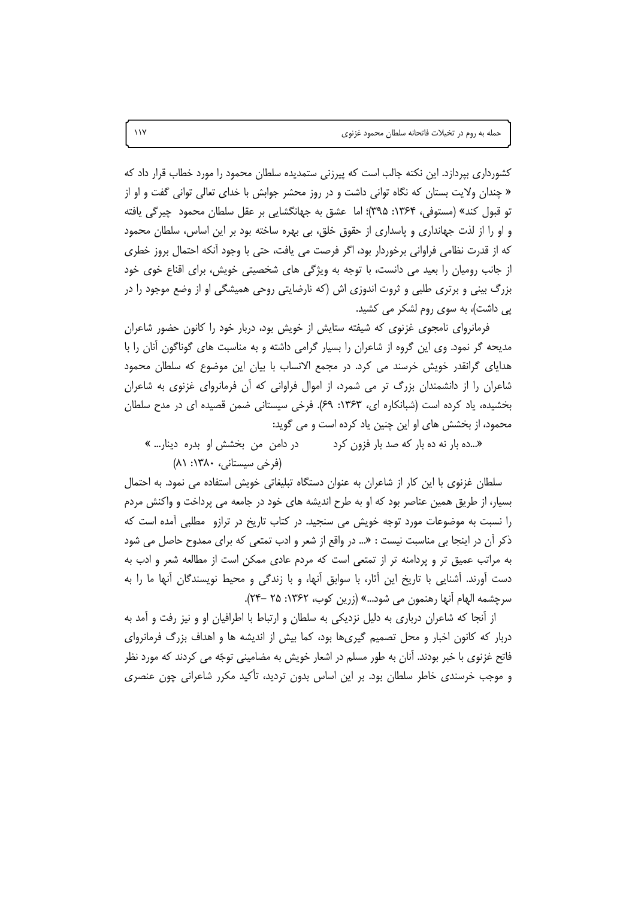کشورداری بپردازد. این نکته جالب است که پیرزنی ستمدیده سلطان محمود را مورد خطاب قرار داد که « چندان ولایت بستان که نگاه توانی داشت و در روز محشر جوابش با خدای تعالی توانی گفت و او از تو قبول کند» (مستوفی، ۱۳۶۴: ۳۹۵)؛ اما عشق به جهانگشایی بر عقل سلطان محمود چیرگی یافته و او را از لذت جهانداری و پاسداری از حقوق خلق، بی بهره ساخته بود بر این اساس، سلطان محمود که از قدرت نظامی فراوانی برخوردار بود، اگر فرصت می یافت، حتی با وجود آنکه احتمال بروز خطری از جانب رومیان را بعید می دانست، با توجه به ویژگی های شخصیتی خویش، برای اقناع خوی خود بزرگ بینی و برتری طلبی و ثروت اندوزی اش (که نارضایتی روحی همیشگی او از وضع موجود را در پی داشت)، به سوی روم لشکر می کشید.

فرمانروای نامجوی غزنوی که شیفته ستایش از خویش بود، دربار خود را کانون حضور شاعران مدیحه گر نمود. وی این گروه از شاعران را بسیار گرامی داشته و به مناسبت های گوناگون آنان را با هدایای گرانقدر خویش خرسند می کرد. در مجمع الانساب با بیان این موضوع که سلطان محمود شاعران را از دانشمندان بزرگ تر می شمرد، از اموال فراوانی که آن فرمانروای غزنوی به شاعران بخشیده، یاد کرده است (شبانکاره ای، ۱۳۶۳: ۶۹). فرخی سیستانی ضمن قصیده ای در مدح سلطان محمود، از بخشش های او این چنین یاد کرده است و می گوید:

«...ده بار نه ده بار که صد بار فزون کرد &nbsp;&nbsp;&nbsp;&nbsp;&nbsp;&nbsp; در دامن من بخشش او بدره دینار... »

(فرخی سیستانی، ۱۳۸۰: ۸۱)

سلطان غزنوی با این کار از شاعران به عنوان دستگاه تبلیغاتی خویش استفاده می نمود. به احتمال بسیار، از طریق همین عناصر بود که او به طرح اندیشه های خود در جامعه می پرداخت و واکنش مردم را نسبت به موضوعات مورد توجه خویش می سنجید. در کتاب تاریخ در ترازو مطلبی آمده است که ذکر آن در اینجا بی مناسبت نیست : «... در واقع از شعر و ادب تمتعی که برای ممدوح حاصل می شود به مراتب عمیق تر و پردامنه تر از تمتعی است که مردم عادی ممکن است از مطالعه شعر و ادب به دست آورند. آشنایی با تاریخ این آثار، با سوابق آنها، و با زندگی و محیط نویسندگان آنها ما را به سرچشمه الهام آنها رهنمون می شود...» (زرین کوب، ۱۳۶۲: ۲۵ –۲۴).

از آنجا که شاعران درباری به دلیل نزدیکی به سلطان و ارتباط با اطرافیان او و نیز رفت و آمد به دربار که کانون اخبار و محل تصمیم گیری‌ها بود، کما بیش از اندیشه ها و اهداف بزرگ فرمانروای فاتح غزنوی با خبر بودند. آنان به طور مسلم در اشعار خویش به مضامینی توجّه می کردند که مورد نظر و موجب خرسندی خاطر سلطان بود. بر این اساس بدون تردید، تأکید مکرر شاعرانی چون عنصری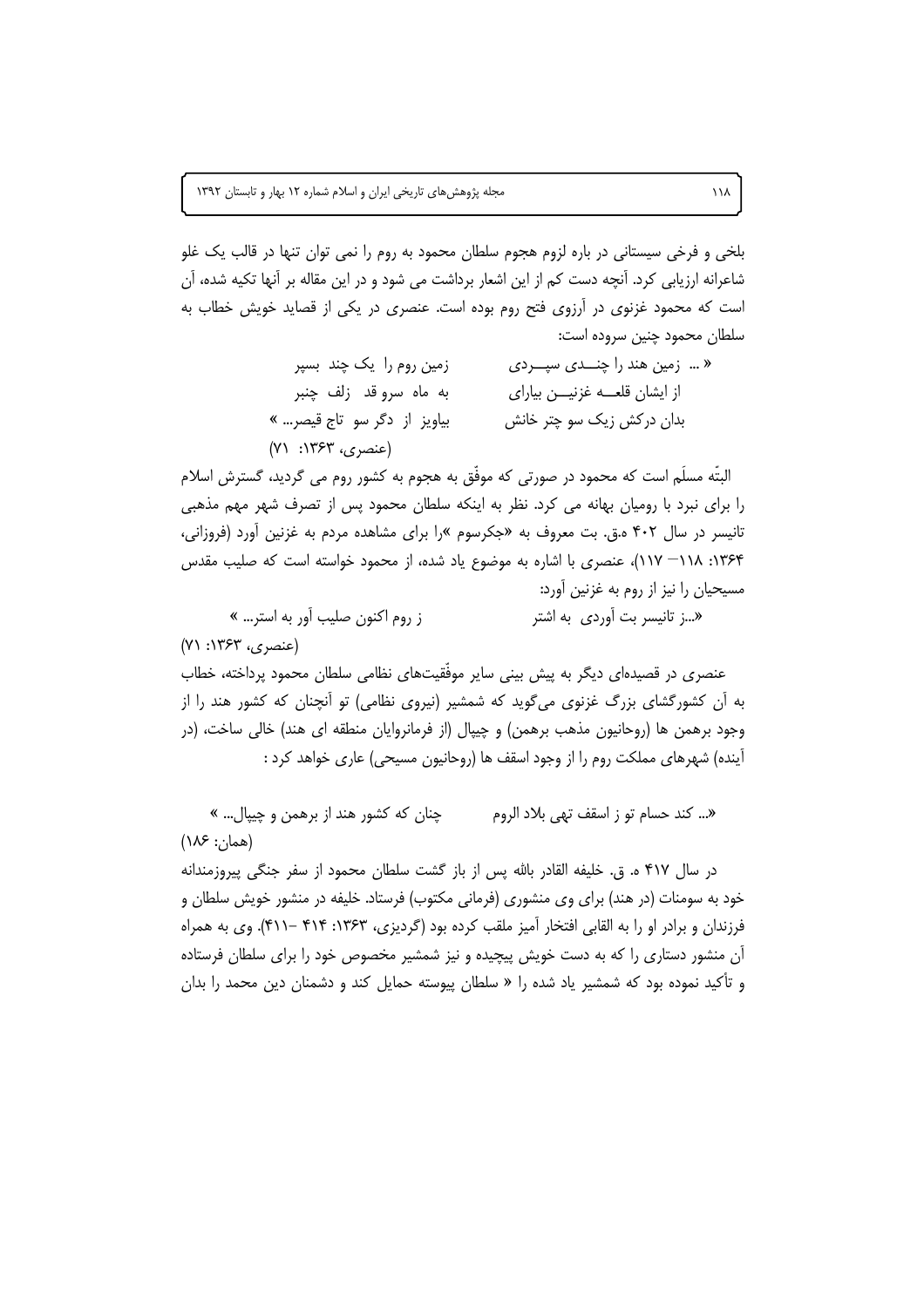بلخی و فرخی سیستانی در باره لزوم هجوم سلطان محمود به روم را نمی توان تنها در قالب یک غلو شاعرانه ارزیابی کرد. آنچه دست کم از این اشعار برداشت می شود و در این مقاله بر آنها تکیه شده، آن است که محمود غزنوی در آرزوی فتح روم بوده است. عنصری در یکی از قصاید خویش خطاب به سلطان محمود چنین سروده است:

« ... زمین هند را چنـــدی سپـــردی　　زمین روم را یک چند بسپر

از ایشان قلعـــه غزنیـــن بیارای　　به ماه سرو قد زلف چنبر

بدان درکش زیک سو چتر خانش　　بیاویز از دگر سو تاج قیصر... »

(عنصری، ۱۳۶۳: ۷۱)

البتّه مسلّم است که محمود در صورتی که موفّق به هجوم به کشور روم می گردید، گسترش اسلام را برای نبرد با رومیان بهانه می کرد. نظر به اینکه سلطان محمود پس از تصرف شهر مهم مذهبی تانیسر در سال ۴۰۲ ه.ق. بت معروف به «جکرسوم »را برای مشاهده مردم به غزنین آورد (فروزانی، ۱۳۶۴: ۱۱۸– ۱۱۷)، عنصری با اشاره به موضوع یاد شده، از محمود خواسته است که صلیب مقدس مسیحیان را نیز از روم به غزنین آورد:

«...ز تانیسر بت آوردی به اشتر　　ز روم اکنون صلیب آور به استر... »

(عنصری، ۱۳۶۳: ۷۱)

عنصری در قصیده‌ای دیگر به پیش بینی سایر موفّقیت‌های نظامی سلطان محمود پرداخته، خطاب به آن کشورگشای بزرگ غزنوی می‌گوید که شمشیر (نیروی نظامی) تو آنچنان که کشور هند را از وجود برهمن ها (روحانیون مذهب برهمن) و چیپال (از فرمانروایان منطقه ای هند) خالی ساخت، (در آینده) شهرهای مملکت روم را از وجود اسقف ها (روحانیون مسیحی) عاری خواهد کرد :

«... کند حسام تو ز اسقف تهی بلاد الروم　　چنان که کشور هند از برهمن و چیپال... »

(همان: ۱۸۶)

در سال ۴۱۷ ه. ق. خلیفه القادر بالله پس از باز گشت سلطان محمود از سفر جنگی پیروزمندانه خود به سومنات (در هند) برای وی منشوری (فرمانی مکتوب) فرستاد. خلیفه در منشور خویش سلطان و فرزندان و برادر او را به القابی افتخار آمیز ملقب کرده بود (گردیزی، ۱۳۶۳: ۴۱۴ –۴۱۱). وی به همراه آن منشور دستاری را که به دست خویش پیچیده و نیز شمشیر مخصوص خود را برای سلطان فرستاده و تأکید نموده بود که شمشیر یاد شده را « سلطان پیوسته حمایل کند و دشمنان دین محمد را بدان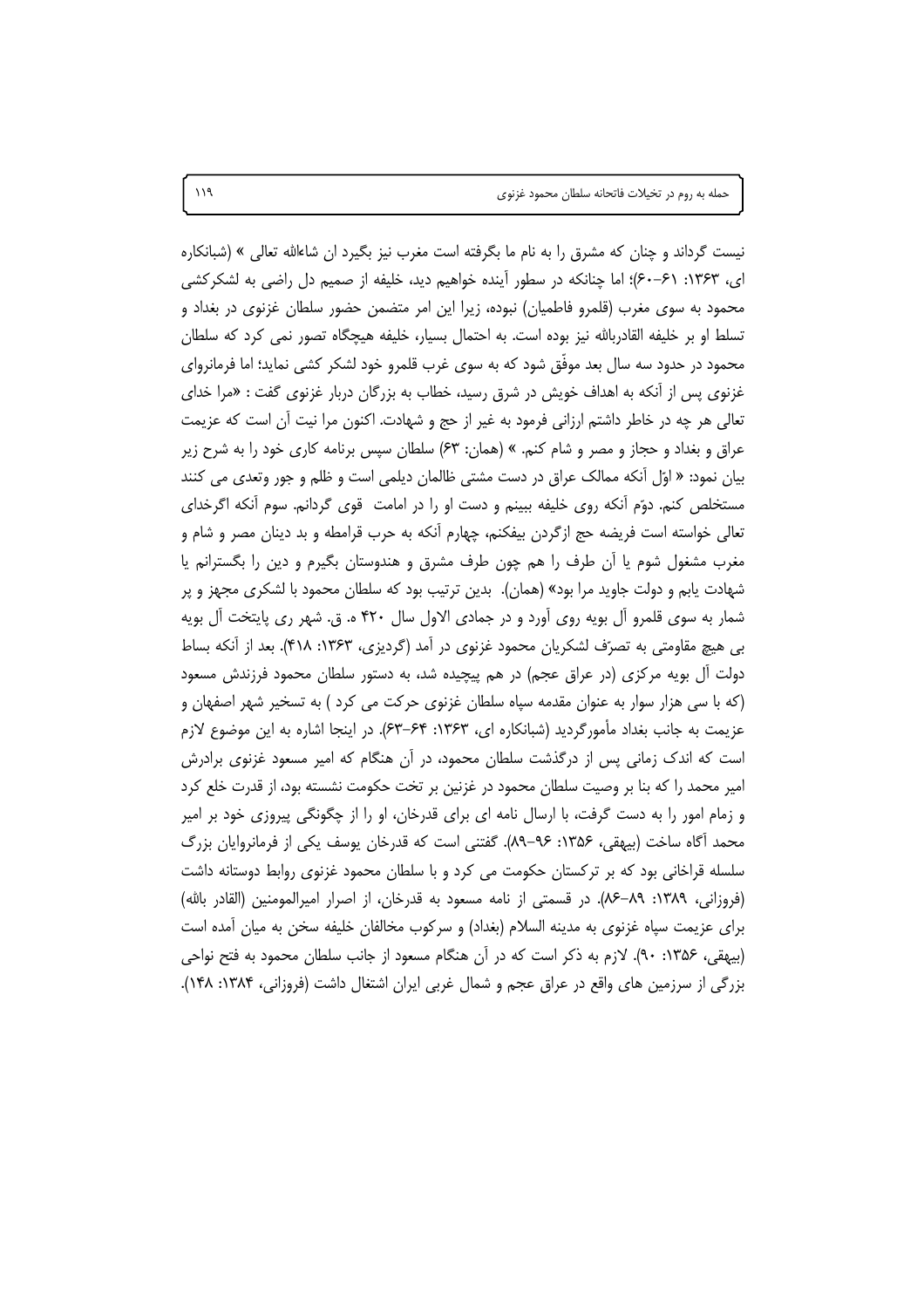نیست گرداند و چنان که مشرق را به نام ما بگرفته است مغرب نیز بگیرد ان شاءالله تعالی » (شبانکاره ای، ۱۳۶۳: ۶۱-۶۰)؛ اما چنانکه در سطور آینده خواهیم دید، خلیفه از صمیم دل راضی به لشکرکشی محمود به سوی مغرب (قلمرو فاطمیان) نبوده، زیرا این امر متضمن حضور سلطان غزنوی در بغداد و تسلط او بر خلیفه القادربالله نیز بوده است. به احتمال بسیار، خلیفه هیچگاه تصور نمی کرد که سلطان محمود در حدود سه سال بعد موفّق شود که به سوی غرب قلمرو خود لشکر کشی نماید؛ اما فرمانروای غزنوی پس از آنکه به اهداف خویش در شرق رسید، خطاب به بزرگان دربار غزنوی گفت : «مرا خدای تعالی هر چه در خاطر داشتم ارزانی فرمود به غیر از حج و شهادت. اکنون مرا نیت آن است که عزیمت عراق و بغداد و حجاز و مصر و شام کنم. » (همان: ۶۳) سلطان سپس برنامه کاری خود را به شرح زیر بیان نمود: « اوّل آنکه ممالک عراق در دست مشتی ظالمان دیلمی است و ظلم و جور وتعدی می کنند مستخلص کنم. دوّم آنکه روی خلیفه ببینم و دست او را در امامت قوی گردانم. سوم آنکه اگرخدای تعالی خواسته است فریضه حج ازگردن بیفکنم، چهارم آنکه به حرب قرامطه و بد دینان مصر و شام و مغرب مشغول شوم یا آن طرف را هم چون طرف مشرق و هندوستان بگیرم و دین را بگسترانم یا شهادت یابم و دولت جاوید مرا بود» (همان). بدین ترتیب بود که سلطان محمود با لشکری مجهز و پر شمار به سوی قلمرو آل بویه روی آورد و در جمادی الاول سال ۴۲۰ ه. ق. شهر ری پایتخت آل بویه بی هیچ مقاومتی به تصرّف لشکریان محمود غزنوی در آمد (گردیزی، ۱۳۶۳: ۴۱۸). بعد از آنکه بساط دولت آل بویه مرکزی (در عراق عجم) در هم پیچیده شد، به دستور سلطان محمود فرزندش مسعود (که با سی هزار سوار به عنوان مقدمه سپاه سلطان غزنوی حرکت می کرد ) به تسخیر شهر اصفهان و عزیمت به جانب بغداد مأمورگردید (شبانکاره ای، ۱۳۶۳: ۶۴-۶۳). در اینجا اشاره به این موضوع لازم است که اندک زمانی پس از درگذشت سلطان محمود، در آن هنگام که امیر مسعود غزنوی برادرش امیر محمد را که بنا بر وصیت سلطان محمود در غزنین بر تخت حکومت نشسته بود، از قدرت خلع کرد و زمام امور را به دست گرفت، با ارسال نامه ای برای قدرخان، او را از چگونگی پیروزی خود بر امیر محمد آگاه ساخت (بیهقی، ۱۳۵۶: ۹۶-۸۹). گفتنی است که قدرخان یوسف یکی از فرمانروایان بزرگ سلسله قراخانی بود که بر ترکستان حکومت می کرد و با سلطان محمود غزنوی روابط دوستانه داشت (فروزانی، ۱۳۸۹: ۸۹-۸۶). در قسمتی از نامه مسعود به قدرخان، از اصرار امیرالمومنین (القادر بالله) برای عزیمت سپاه غزنوی به مدینه السلام (بغداد) و سرکوب مخالفان خلیفه سخن به میان آمده است (بیهقی، ۱۳۵۶: ۹۰). لازم به ذکر است که در آن هنگام مسعود از جانب سلطان محمود به فتح نواحی بزرگی از سرزمین های واقع در عراق عجم و شمال غربی ایران اشتغال داشت (فروزانی، ۱۳۸۴: ۱۴۸).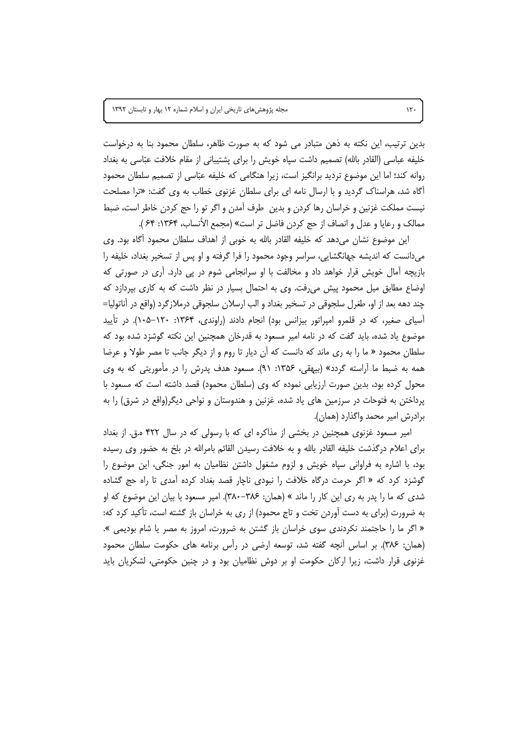بدین ترتیب، این نکته به ذهن متبادر می شود که به صورت ظاهر، سلطان محمود بنا به درخواست خلیفه عباسی (القادر بالله) تصمیم داشت سپاه خویش را برای پشتیبانی از مقام خلافت عبّاسی به بغداد روانه کند؛ اما این موضوع تردید برانگیز است، زیرا هنگامی که خلیفه عبّاسی از تصمیم سلطان محمود آگاه شد، هراسناک گردید و با ارسال نامه ای برای سلطان غزنوی خطاب به وی گفت: «ترا مصلحت نیست مملکت غزنین و خراسان رها کردن و بدین طرف آمدن و اگر تو را حج کردن خاطر است، ضبط ممالک و رعایا و عدل و انصاف از حج کردن فاضل تر است» (مجمع الأنساب، ۱۳۶۴: ۶۴ ).

این موضوع نشان می‌دهد که خلیفه القادر بالله به خوبی از اهداف سلطان محمود آگاه بود. وی می‌دانست که اندیشه جهانگشایی، سراسر وجود محمود را فرا گرفته و او پس از تسخیر بغداد، خلیفه را بازیچه آمال خویش قرار خواهد داد و مخالفت با او سرانجامی شوم در پی دارد. آری در صورتی که اوضاع مطابق میل محمود پیش می‌رفت. وی به احتمال بسیار در نظر داشت که به کاری بپردازد که چند دهه بعد از او، طغرل سلجوقی در تسخیر بغداد و الب ارسلان سلجوقی درملازگرد (واقع در آناتولیا= آسیای صغیر، که در قلمرو امپراتور بیزانس بود) انجام دادند (راوندی، ۱۳۶۴: ۱۲۰-۱۰۵). در تأیید موضوع یاد شده، باید گفت که در نامه امیر مسعود به قدرخان همچنین این نکته گوشزد شده بود که سلطان محمود « ما را به ری ماند که دانست که آن دیار تا روم و از دیگر جانب تا مصر طولا و عرضا همه به ضبط ما آراسته گردد» (بیهقی، ۱۳۵۶: ۹۱). مسعود هدف پدرش را در مأموریتی که به وی محول کرده بود، بدین صورت ارزیابی نموده که وی (سلطان محمود) قصد داشته است که مسعود با پرداختن به فتوحات در سرزمین های یاد شده، غزنین و هندوستان و نواحی دیگر(واقع در شرق) را به برادرش امیر محمد واگذارد (همان).

امیر مسعود غزنوی همچنین در بخشی از مذاکره ای که با رسولی که در سال ۴۲۲ ه.ق. از بغداد برای اعلام درگذشت خلیفه القادر بالله و به خلافت رسیدن القائم بامرالله در بلخ به حضور وی رسیده بود، با اشاره به فراوانی سپاه خویش و لزوم مشغول داشتن نظامیان به امور جنگی، این موضوع را گوشزد کرد که « اگر حرمت درگاه خلافت را نبودی ناچار قصد بغداد کرده آمدی تا راه حج گشاده شدی که ما را پدر به ری این کار را ماند » (همان: ۳۸۶-۳۸۰). امیر مسعود با بیان این موضوع که او به ضرورت (برای به دست آوردن تخت و تاج محمود) از ری به خراسان باز گشته است، تأکید کرد که: « اگر ما را حاجتمند نکردندی سوی خراسان باز گشتن به ضرورت، امروز به مصر یا شام بودیمی ». (همان: ۳۸۶). بر اساس آنچه گفته شد، توسعه ارضی در رأس برنامه های حکومت سلطان محمود غزنوی قرار داشت، زیرا ارکان حکومت او بر دوش نظامیان بود و در چنین حکومتی، لشکریان باید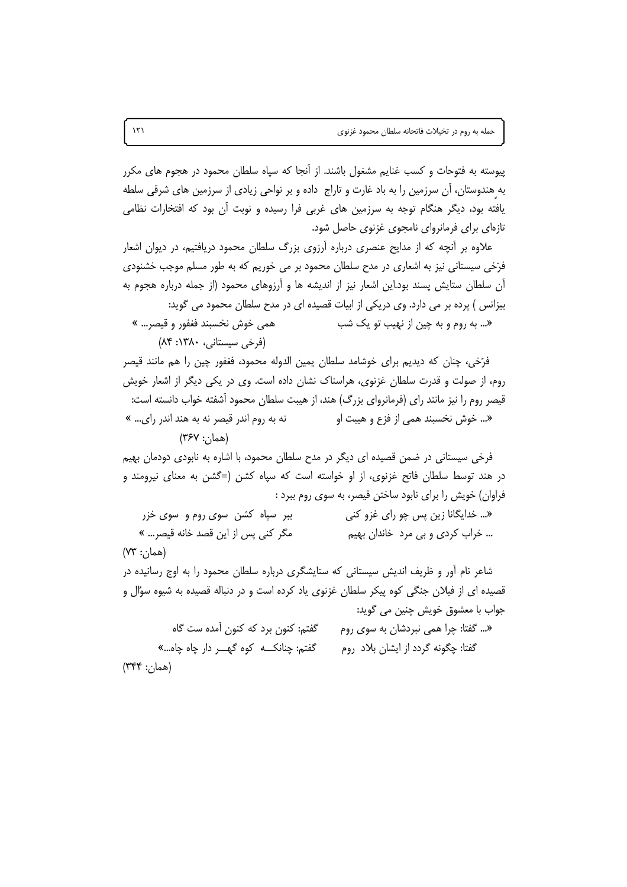پیوسته به فتوحات و کسب غنایم مشغول باشند. از آنجا که سپاه سلطان محمود در هجوم های مکرر به هندوستان، آن سرزمین را به باد غارت و تاراج داده و بر نواحی زیادی از سرزمین های شرقی سلطه یافته بود، دیگر هنگام توجه به سرزمین های غربی فرا رسیده و نوبت آن بود که افتخارات نظامی تازه‌ای برای فرمانروای نامجوی غزنوی حاصل شود.

علاوه بر آنچه که از مدایح عنصری درباره آرزوی بزرگ سلطان محمود دریافتیم، در دیوان اشعار فرّخی سیستانی نیز به اشعاری در مدح سلطان محمود بر می خوریم که به طور مسلم موجب خشنودی آن سلطان ستایش پسند بود.این اشعار نیز از اندیشه ها و آرزوهای محمود (از جمله درباره هجوم به بیزانس ) پرده بر می دارد. وی دریکی از ابیات قصیده ای در مدح سلطان محمود می گوید:

«... به روم و به چین از نهیب تو یک شب همی خوش نخسبند فغفور و قیصر... »

(فرخی سیستانی، ۱۳۸۰: ۸۴)

فرّخی، چنان که دیدیم برای خوشامد سلطان یمین الدوله محمود، فغفور چین را هم مانند قیصر روم، از صولت و قدرت سلطان غزنوی، هراسناک نشان داده است. وی در یکی دیگر از اشعار خویش قیصر روم را نیز مانند رای (فرمانروای بزرگ) هند، از هیبت سلطان محمود آشفته خواب دانسته است:

«... خوش نخسبند همی از فزع و هیبت او نه به روم اندر قیصر نه به هند اندر رای... »

(همان: ۳۶۷)

فرخی سیستانی در ضمن قصیده ای دیگر در مدح سلطان محمود، با اشاره به نابودی دودمان بهیم در هند توسط سلطان فاتح غزنوی، از او خواسته است که سپاه کشن (=گشن به معنای نیرومند و فراوان) خویش را برای نابود ساختن قیصر، به سوی روم ببرد :

«... خدایگانا زین پس چو رای غزو کنی ببر سپاه کشن سوی روم و سوی خزر

... خراب کردی و بی مرد خاندان بهیم مگر کنی پس از این قصد خانه قیصر... »

(همان: ۷۳)

شاعر نام آور و ظریف اندیش سیستانی که ستایشگری درباره سلطان محمود را به اوج رسانیده در قصیده ای از فیلان جنگی کوه پیکر سلطان غزنوی یاد کرده است و در دنباله قصیده به شیوه سؤال و جواب با معشوق خویش چنین می گوید:

«... گفتا: چرا همی نبردشان به سوی روم گفتم: کنون برد که کنون آمده ست گاه

گفتا: چگونه گردد از ایشان بلاد روم گفتم: چنانکـــه کوه گهـــر دار چاه چاه...»

(همان: ۳۴۴)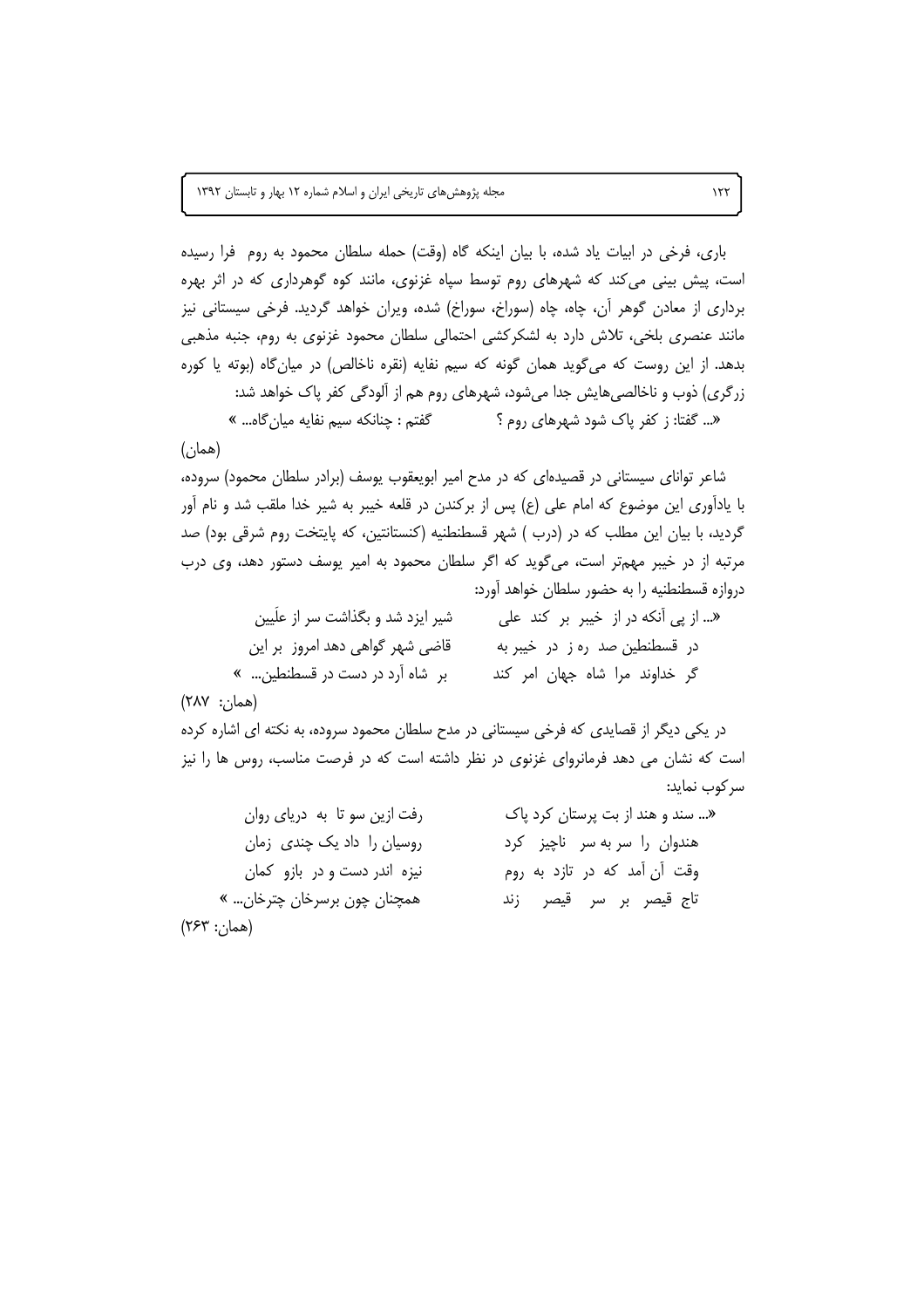باری، فرخی در ابیات یاد شده، با بیان اینکه گاه (وقت) حمله سلطان محمود به روم فرا رسیده است، پیش بینی می‌کند که شهرهای روم توسط سپاه غزنوی، مانند کوه گوهرداری که در اثر بهره برداری از معادن گوهر آن، چاه، چاه (سوراخ، سوراخ) شده، ویران خواهد گردید. فرخی سیستانی نیز مانند عنصری بلخی، تلاش دارد به لشکرکشی احتمالی سلطان محمود غزنوی به روم، جنبه مذهبی بدهد. از این روست که می‌گوید همان گونه که سیم نفایه (نقره ناخالص) در میان‌گاه (بوته یا کوره زرگری) ذوب و ناخالصی‌هایش جدا می‌شود، شهرهای روم هم از آلودگی کفر پاک خواهد شد:

«... گفتا: ز کفر پاک شود شهرهای روم ؟ گفتم : چنانکه سیم نفایه میان‌گاه... »

(همان)

شاعر توانای سیستانی در قصیده‌ای که در مدح امیر ابویعقوب یوسف (برادر سلطان محمود) سروده، با یادآوری این موضوع که امام علی (ع) پس از برکندن در قلعه خیبر به شیر خدا ملقب شد و نام آور گردید، با بیان این مطلب که در (درب ) شهر قسطنطنیه (کنستانتین، که پایتخت روم شرقی بود) صد مرتبه از در خیبر مهم‌تر است، می‌گوید که اگر سلطان محمود به امیر یوسف دستور دهد، وی درب دروازه قسطنطنیه را به حضور سلطان خواهد آورد:

«... از پی آنکه در از خیبر بر کند علی شیر ایزد شد و بگذاشت سر از علَیین

در قسطنطین صد ره ز در خیبر به قاضی شهر گواهی دهد امروز بر این

گر خداوند مرا شاه جهان امر کند بر شاه آرد در دست در قسطنطین... »

(همان: ۲۸۷)

در یکی دیگر از قصایدی که فرخی سیستانی در مدح سلطان محمود سروده، به نکته ای اشاره کرده است که نشان می دهد فرمانروای غزنوی در نظر داشته است که در فرصت مناسب، روس ها را نیز سرکوب نماید:

«... سند و هند از بت پرستان کرد پاک رفت ازین سو تا به دریای روان

هندوان را سر به سر ناچیز کرد روسیان را داد یک چندی زمان

وقت آن آمد که در تازد به روم نیزه اندر دست و در بازو کمان

تاج قیصر بر سر قیصر زند همچنان چون برسرخان چترخان... »

(همان: ۲۶۳)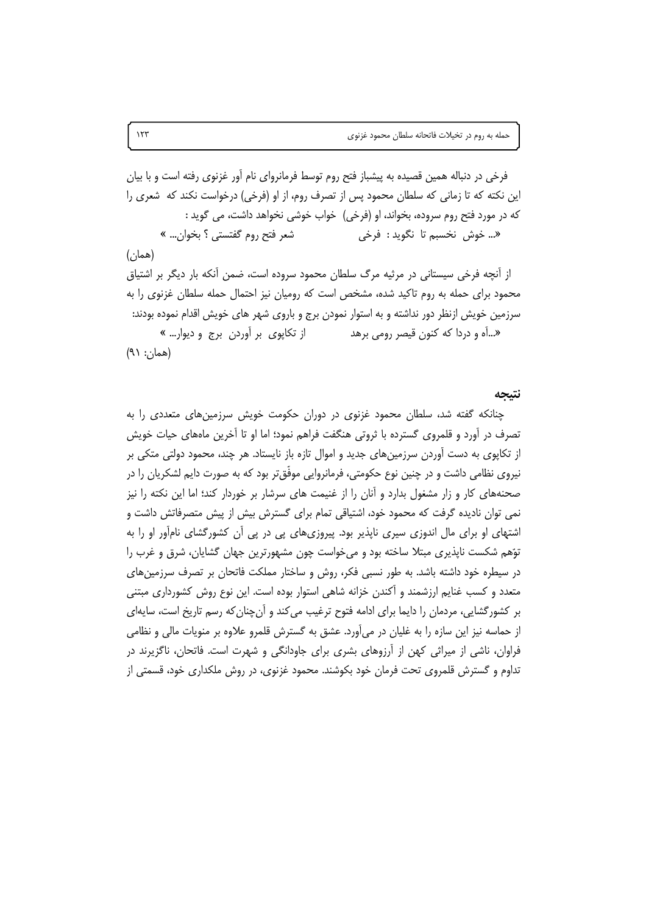فرخی در دنباله همین قصیده به پیشباز فتح روم توسط فرمانروای نام آور غزنوی رفته است و با بیان این نکته که تا زمانی که سلطان محمود پس از تصرف روم، از او (فرخی) درخواست نکند که شعری را که در مورد فتح روم سروده، بخواند، او (فرخی) خواب خوشی نخواهد داشت، می گوید :

«... خوش نخسبم تا نگوید : فرخی          شعر فتح روم گفتستی ؟ بخوان... »

(همان)

از آنچه فرخی سیستانی در مرثیه مرگ سلطان محمود سروده است، ضمن آنکه بار دیگر بر اشتیاق محمود برای حمله به روم تاکید شده، مشخص است که رومیان نیز احتمال حمله سلطان غزنوی را به سرزمین خویش ازنظر دور نداشته و به استوار نمودن برج و باروی شهر های خویش اقدام نموده بودند:

«...آه و دردا که کنون قیصر رومی برهد          از تکاپوی بر آوردن برج و دیوار... »

(همان: ۹۱)

## نتیجه

چنانکه گفته شد، سلطان محمود غزنوی در دوران حکومت خویش سرزمین‌های متعددی را به تصرف در آورد و قلمروی گسترده با ثروتی هنگفت فراهم نمود؛ اما او تا آخرین ماههای حیات خویش از تکاپوی به دست آوردن سرزمین‌های جدید و اموال تازه باز نایستاد. هر چند، محمود دولتی متکی بر نیروی نظامی داشت و در چنین نوع حکومتی، فرمانروایی موفّق‌تر بود که به صورت دایم لشکریان را در صحنه‌های کار و زار مشغول بدارد و آنان را از غنیمت های سرشار بر خوردار کند؛ اما این نکته را نیز نمی توان نادیده گرفت که محمود خود، اشتیاقی تمام برای گسترش بیش از پیش متصرفاتش داشت و اشتهای او برای مال اندوزی سیری ناپذیر بود. پیروزی‌های پی در پی آن کشورگشای نام‌آور او را به توّهم شکست ناپذیری مبتلا ساخته بود و می‌خواست چون مشهورترین جهان گشایان، شرق و غرب را در سیطره خود داشته باشد. به طور نسبی فکر، روش و ساختار مملکت فاتحان بر تصرف سرزمین‌های متعدد و کسب غنایم ارزشمند و آکندن خزانه شاهی استوار بوده است. این نوع روش کشورداری مبتنی بر کشورگشایی، مردمان را دایما برای ادامه فتوح ترغیب می‌کند و آن‌چنان‌که رسم تاریخ است، سایه‌ای از حماسه نیز این سازه را به غلیان در می‌آورد. عشق به گسترش قلمرو علاوه بر منویات مالی و نظامی فراوان، ناشی از میراثی کهن از آرزوهای بشری برای جاودانگی و شهرت است. فاتحان، ناگزیرند در تداوم و گسترش قلمروی تحت فرمان خود بکوشند. محمود غزنوی، در روش ملکداری خود، قسمتی از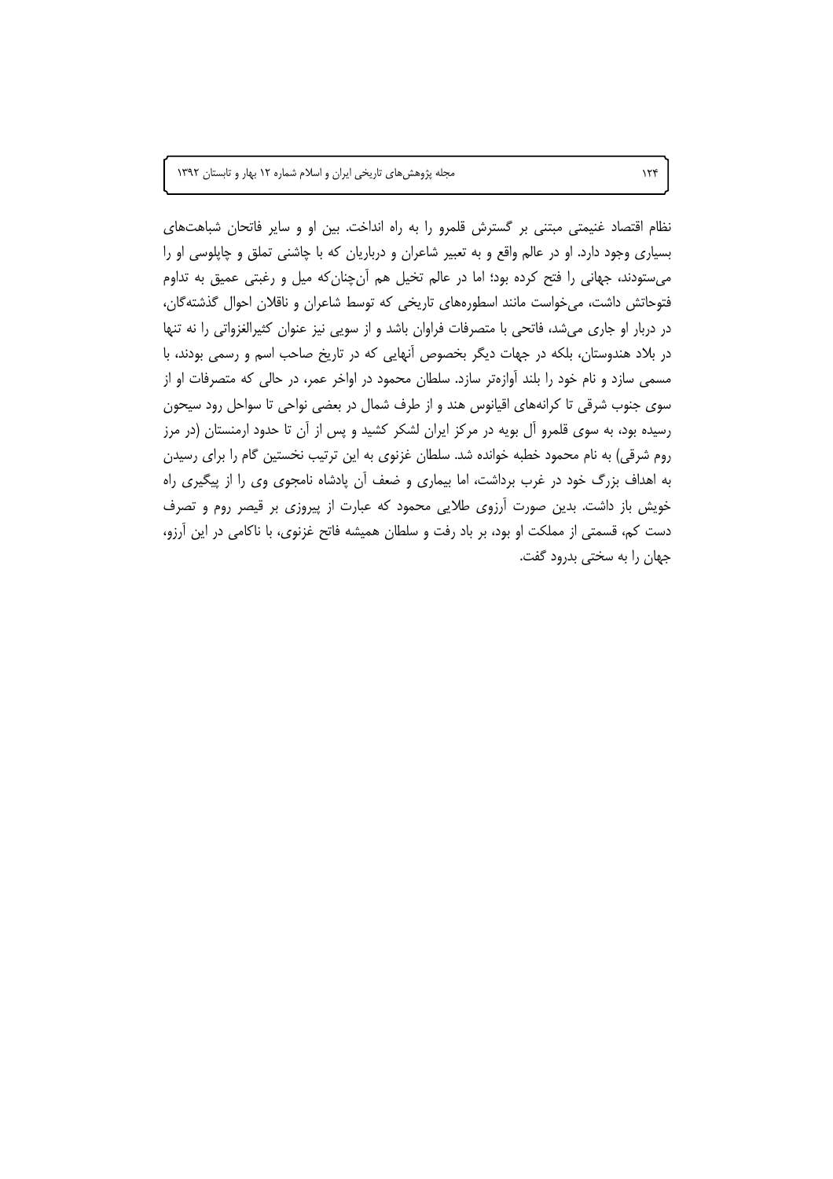نظام اقتصاد غنیمتی مبتنی بر گسترش قلمرو را به راه انداخت. بین او و سایر فاتحان شباهت‌های بسیاری وجود دارد. او در عالم واقع و به تعبیر شاعران و درباریان که با چاشنی تملق و چاپلوسی او را می‌ستودند، جهانی را فتح کرده بود؛ اما در عالم تخیل هم آن‌چنان‌که میل و رغبتی عمیق به تداوم فتوحاتش داشت، می‌خواست مانند اسطوره‌های تاریخی که توسط شاعران و ناقلان احوال گذشته‌گان، در دربار او جاری می‌شد، فاتحی با متصرفات فراوان باشد و از سویی نیز عنوان کثیرالغزواتی را نه تنها در بلاد هندوستان، بلکه در جهات دیگر بخصوص آنهایی که در تاریخ صاحب اسم و رسمی بودند، با مسمی سازد و نام خود را بلند آوازه‌تر سازد. سلطان محمود در اواخر عمر، در حالی که متصرفات او از سوی جنوب شرقی تا کرانه‌های اقیانوس هند و از طرف شمال در بعضی نواحی تا سواحل رود سیحون رسیده بود، به سوی قلمرو آل بویه در مرکز ایران لشکر کشید و پس از آن تا حدود ارمنستان (در مرز روم شرقی) به نام محمود خطبه خوانده شد. سلطان غزنوی به این ترتیب نخستین گام را برای رسیدن به اهداف بزرگ خود در غرب برداشت، اما بیماری و ضعف آن پادشاه نامجوی وی را از پیگیری راه خویش باز داشت. بدین صورت آرزوی طلایی محمود که عبارت از پیروزی بر قیصر روم و تصرف دست کم، قسمتی از مملکت او بود، بر باد رفت و سلطان همیشه فاتح غزنوی، با ناکامی در این آرزو، جهان را به سختی بدرود گفت.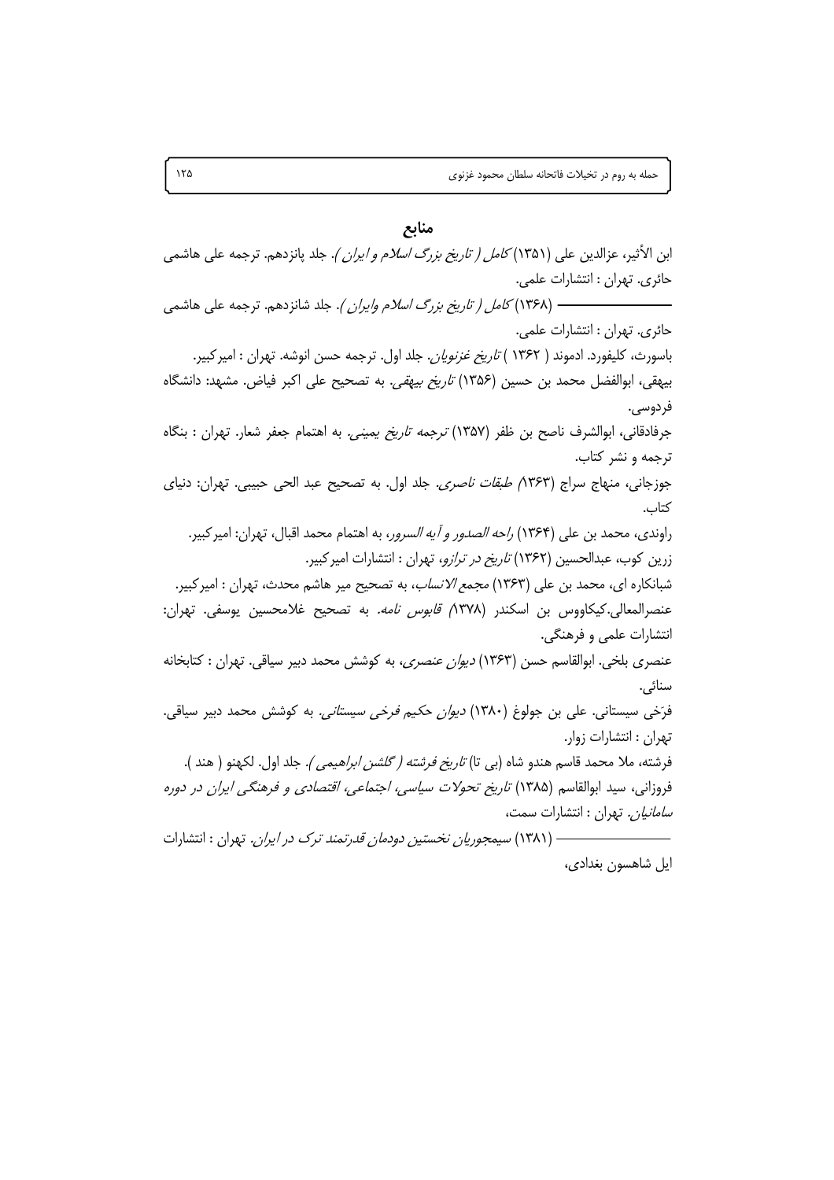## منابع

ابن الأثیر، عزالدین علی (۱۳۵۱) *کامل ( تاریخ بزرگ اسلام و ایران )*. جلد پانزدهم. ترجمه علی هاشمی حائری. تهران : انتشارات علمی.

ـــــــــــــــــــ (۱۳۶۸) *کامل ( تاریخ بزرگ اسلام وایران )*. جلد شانزدهم. ترجمه علی هاشمی حائری. تهران : انتشارات علمی.

باسورث، کلیفورد. ادموند ( ۱۳۶۲ ) *تاریخ غزنویان*. جلد اول. ترجمه حسن انوشه. تهران : امیرکبیر.

بیهقی، ابوالفضل محمد بن حسین (۱۳۵۶) *تاریخ بیهقی*. به تصحیح علی اکبر فیاض. مشهد: دانشگاه فردوسی.

جرفادقانی، ابوالشرف ناصح بن ظفر (۱۳۵۷) *ترجمه تاریخ یمینی*. به اهتمام جعفر شعار. تهران : بنگاه ترجمه و نشر کتاب.

جوزجانی، منهاج سراج (۱۳۶۳) *طبقات ناصری*. جلد اول. به تصحیح عبد الحی حبیبی. تهران: دنیای کتاب.

راوندی، محمد بن علی (۱۳۶۴) *راحه الصدور و آیه السرور*، به اهتمام محمد اقبال، تهران: امیرکبیر.

زرین کوب، عبدالحسین (۱۳۶۲) *تاریخ در ترازو*، تهران : انتشارات امیرکبیر.

شبانکاره ای، محمد بن علی (۱۳۶۳) *مجمع الانساب*، به تصحیح میر هاشم محدث، تهران : امیرکبیر.

عنصرالمعالی.کیکاووس بن اسکندر (۱۳۷۸) *قابوس نامه*. به تصحیح غلامحسین یوسفی. تهران: انتشارات علمی و فرهنگی.

عنصری بلخی. ابوالقاسم حسن (۱۳۶۳) *دیوان عنصری*، به کوشش محمد دبیر سیاقی. تهران : کتابخانه سنائی.

فرّخی سیستانی. علی بن جولوغ (۱۳۸۰) *دیوان حکیم فرخی سیستانی*. به کوشش محمد دبیر سیاقی. تهران : انتشارات زوار.

فرشته، ملا محمد قاسم هندو شاه (بی تا) *تاریخ فرشته ( گلشن ابراهیمی )*. جلد اول. لکهنو ( هند ).

فروزانی، سید ابوالقاسم (۱۳۸۵) *تاریخ تحولات سیاسی، اجتماعی، اقتصادی و فرهنگی ایران در دوره سامانیان*. تهران : انتشارات سمت،

ـــــــــــــــــــ (۱۳۸۱) *سیمجوریان نخستین دودمان قدرتمند ترک در ایران*. تهران : انتشارات ایل شاهسون بغدادی،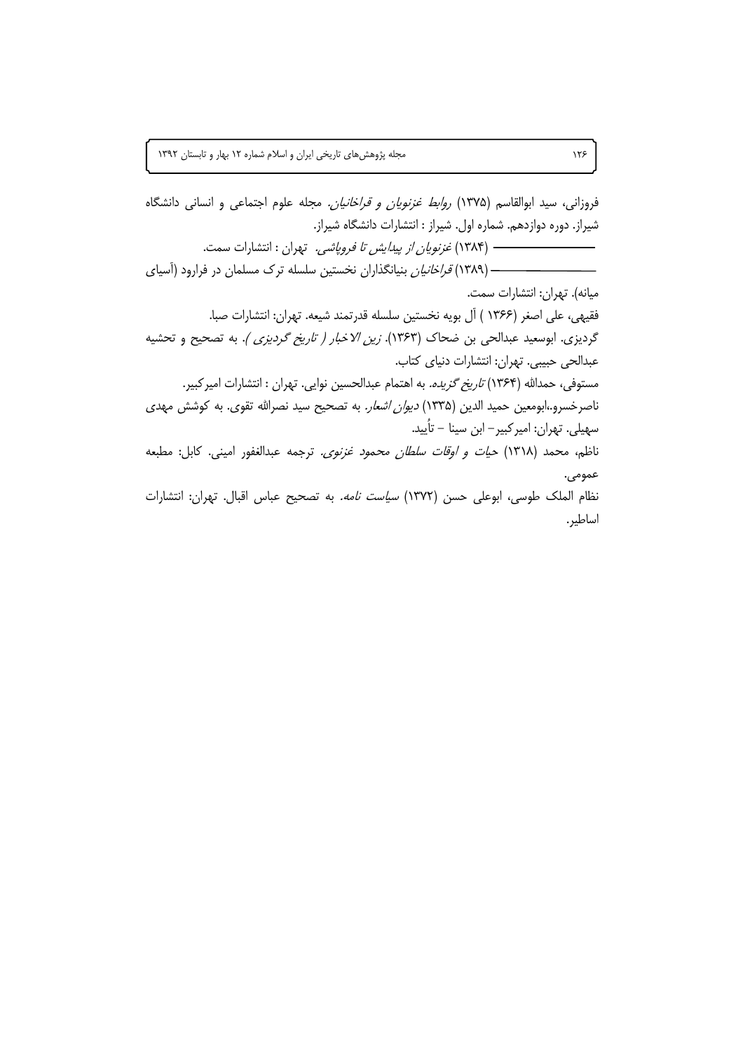فروزانی، سید ابوالقاسم (۱۳۷۵) *روابط غزنویان و قراخانیان*. مجله علوم اجتماعی و انسانی دانشگاه شیراز. دوره دوازدهم. شماره اول. شیراز : انتشارات دانشگاه شیراز.

ــــــــــــــــ (۱۳۸۴) *غزنویان از پیدایش تا فروپاشی*. تهران : انتشارات سمت.

ــــــــــــــــ (۱۳۸۹) *قراخانیان* بنیانگذاران نخستین سلسله ترک مسلمان در فرارود (آسیای میانه). تهران: انتشارات سمت.

فقیهی، علی اصغر (۱۳۶۶ ) آل بویه نخستین سلسله قدرتمند شیعه. تهران: انتشارات صبا.

گردیزی. ابوسعید عبدالحی بن ضحاک (۱۳۶۳). *زین الاخبار ( تاریخ گردیزی )*. به تصحیح و تحشیه عبدالحی حبیبی. تهران: انتشارات دنیای کتاب.

مستوفی، حمدالله (۱۳۶۴) *تاریخ گزیده*. به اهتمام عبدالحسین نوایی. تهران : انتشارات امیرکبیر.

ناصرخسرو،.ابومعین حمید الدین (۱۳۳۵) *دیوان اشعار*. به تصحیح سید نصرالله تقوی. به کوشش مهدی سهیلی. تهران: امیرکبیر– ابن سینا – تأیید.

ناظم، محمد (۱۳۱۸) *حیات و اوقات سلطان محمود غزنوی*. ترجمه عبدالغفور امینی. کابل: مطبعه عمومی.

نظام الملک طوسی، ابوعلی حسن (۱۳۷۲) *سیاست نامه*. به تصحیح عباس اقبال. تهران: انتشارات اساطیر.